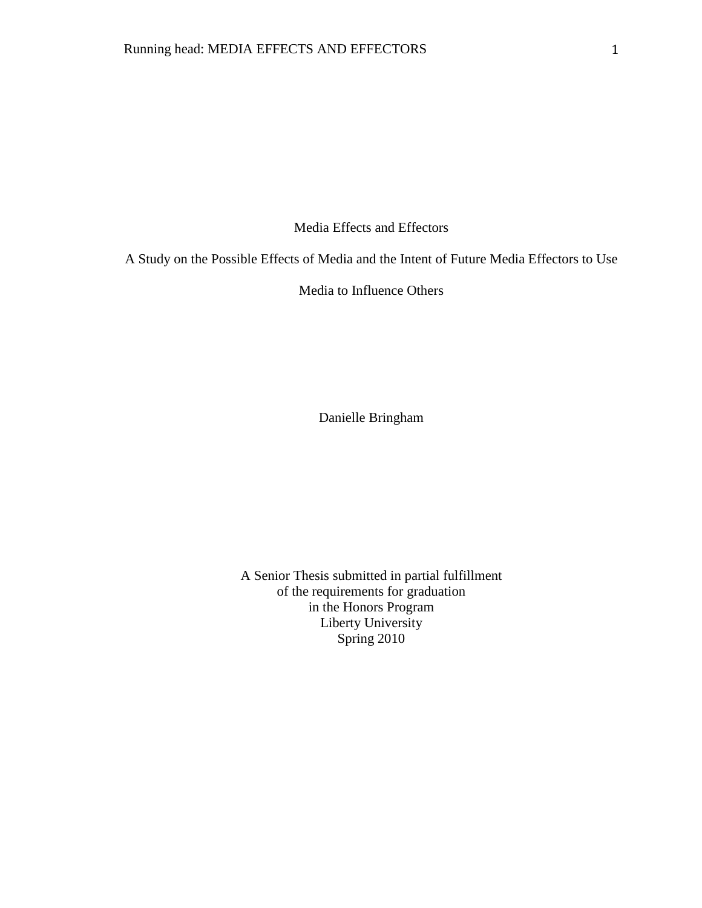# Media Effects and Effectors

A Study on the Possible Effects of Media and the Intent of Future Media Effectors to Use Media to Influence Others

Danielle Bringham

A Senior Thesis submitted in partial fulfillment
of the requirements for graduation
in the Honors Program
Liberty University
Spring 2010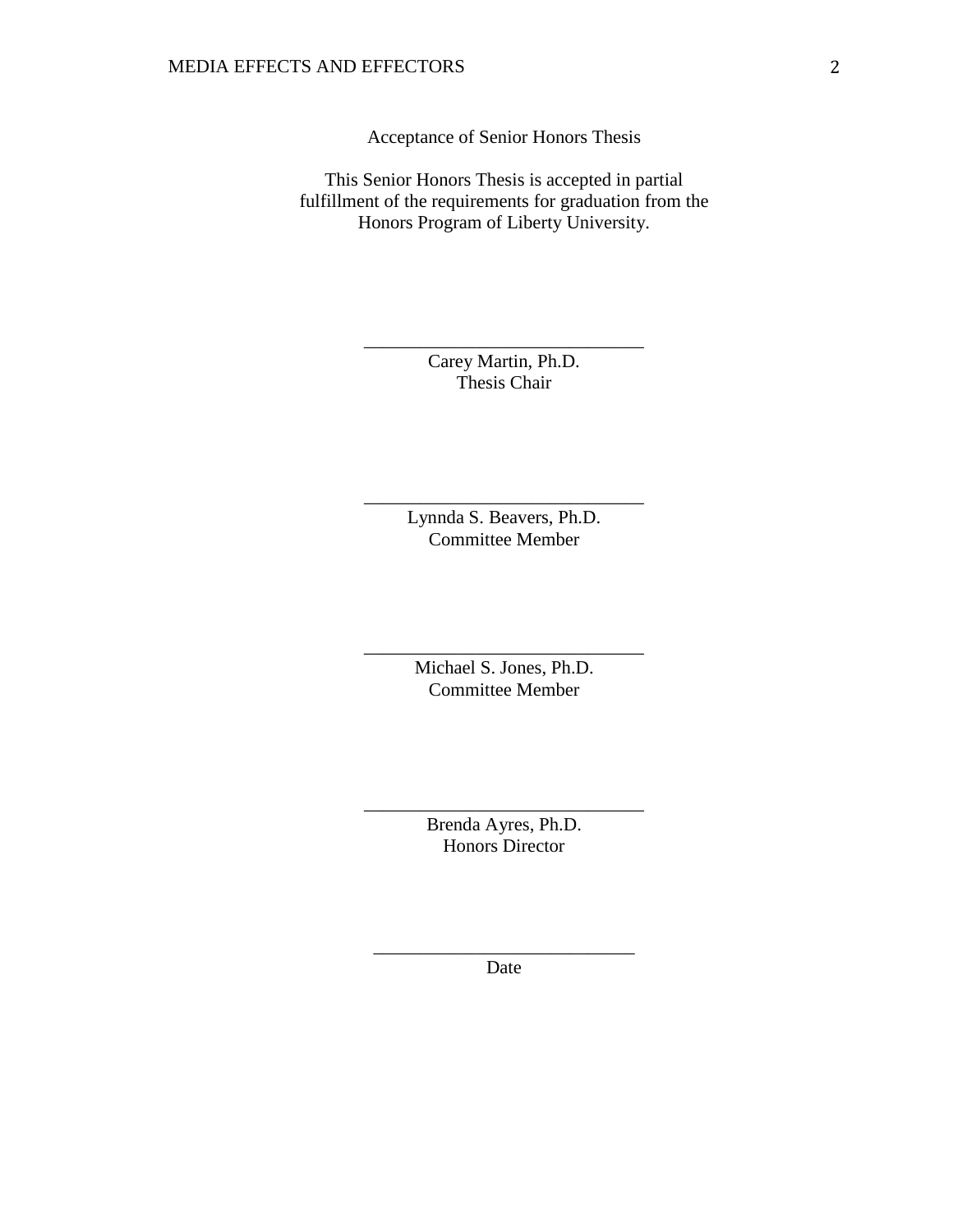Acceptance of Senior Honors Thesis

This Senior Honors Thesis is accepted in partial fulfillment of the requirements for graduation from the Honors Program of Liberty University.

______________________________
Carey Martin, Ph.D.
Thesis Chair

______________________________
Lynnda S. Beavers, Ph.D.
Committee Member

______________________________
Michael S. Jones, Ph.D.
Committee Member

______________________________
Brenda Ayres, Ph.D.
Honors Director

______________________________
Date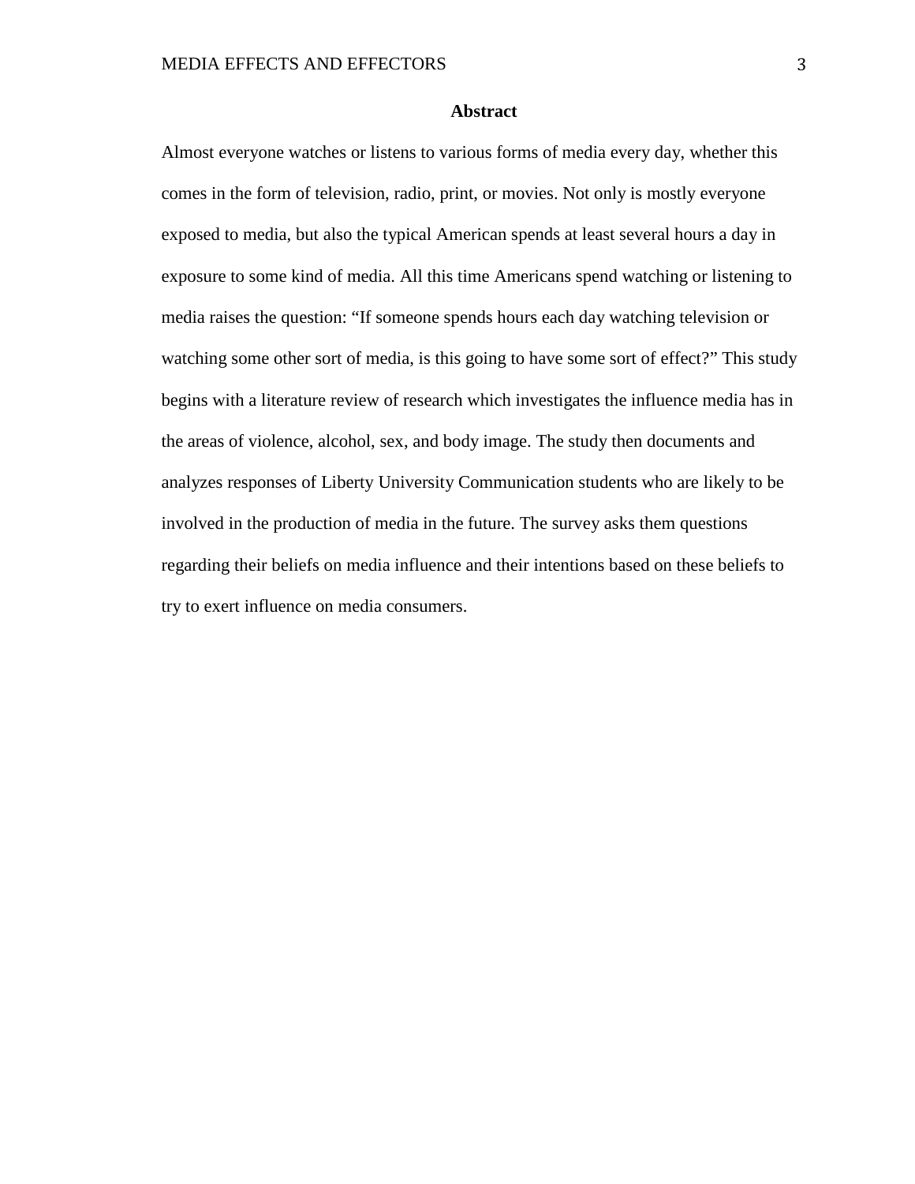# Abstract

Almost everyone watches or listens to various forms of media every day, whether this comes in the form of television, radio, print, or movies. Not only is mostly everyone exposed to media, but also the typical American spends at least several hours a day in exposure to some kind of media. All this time Americans spend watching or listening to media raises the question: "If someone spends hours each day watching television or watching some other sort of media, is this going to have some sort of effect?" This study begins with a literature review of research which investigates the influence media has in the areas of violence, alcohol, sex, and body image. The study then documents and analyzes responses of Liberty University Communication students who are likely to be involved in the production of media in the future. The survey asks them questions regarding their beliefs on media influence and their intentions based on these beliefs to try to exert influence on media consumers.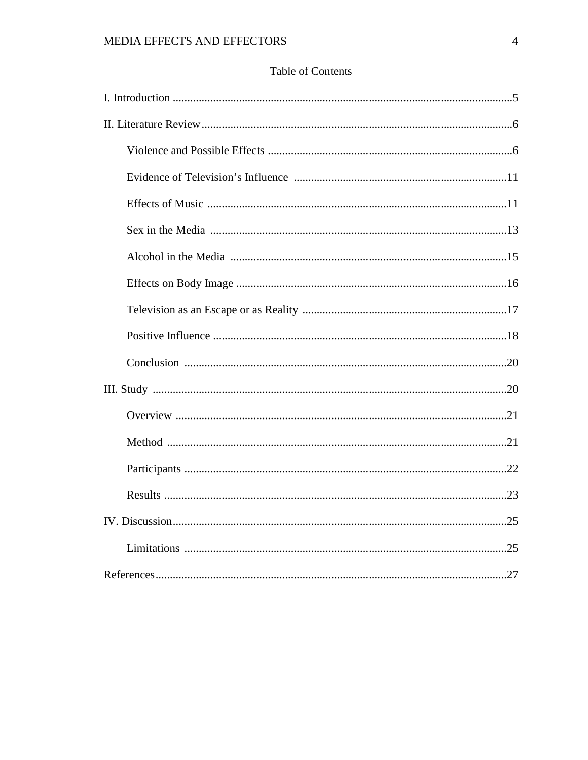# Table of Contents

I. Introduction ....................................................................................................................5

II. Literature Review..........................................................................................................6

- Violence and Possible Effects ...................................................................................6
- Evidence of Television's Influence .........................................................................11
- Effects of Music .......................................................................................................11
- Sex in the Media ......................................................................................................13
- Alcohol in the Media ...............................................................................................15
- Effects on Body Image .............................................................................................16
- Television as an Escape or as Reality ......................................................................17
- Positive Influence .....................................................................................................18
- Conclusion ...............................................................................................................20

III. Study .........................................................................................................................20

- Overview ..................................................................................................................21
- Method .....................................................................................................................21
- Participants ...............................................................................................................22
- Results ......................................................................................................................23

IV. Discussion..................................................................................................................25

- Limitations ...............................................................................................................25

References........................................................................................................................27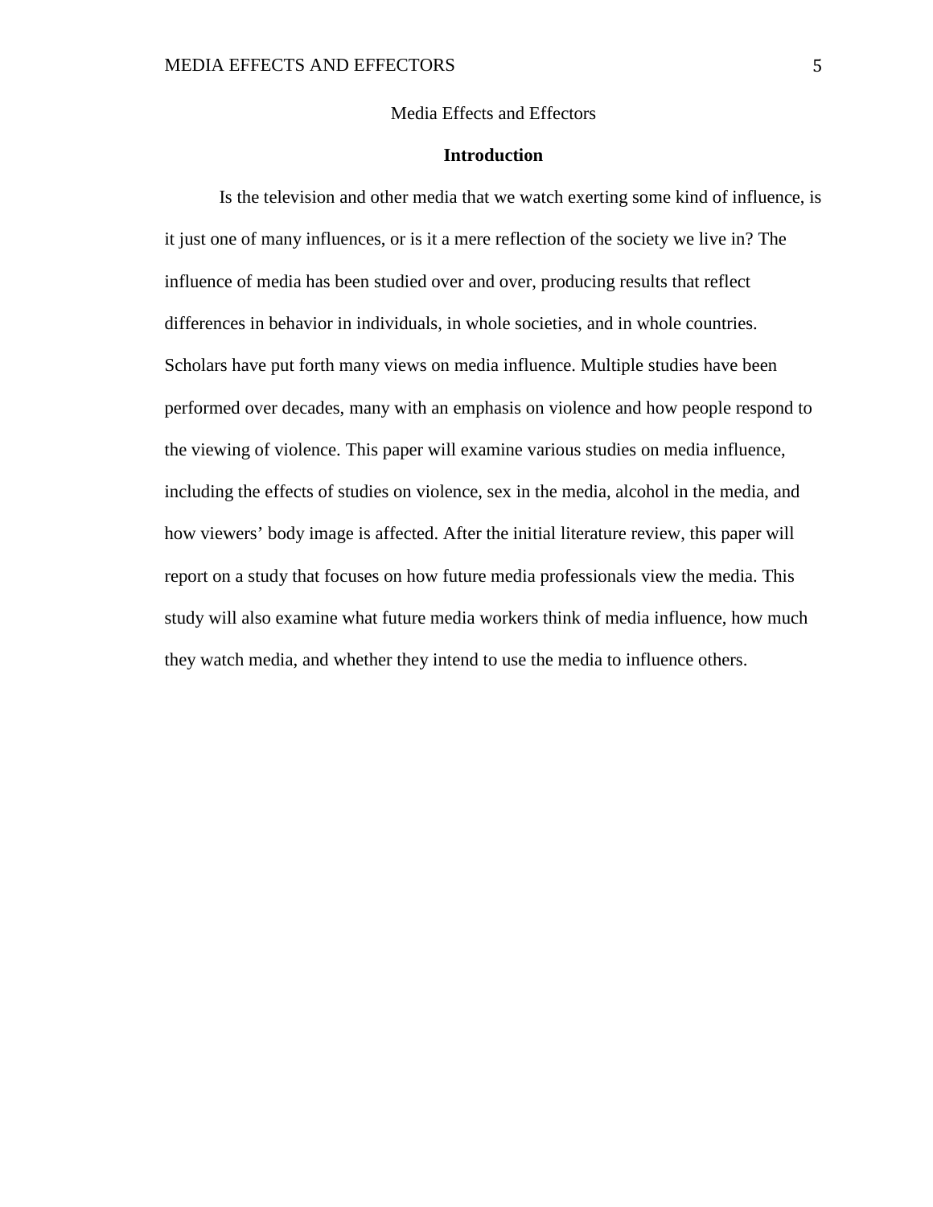# Media Effects and Effectors

## Introduction

Is the television and other media that we watch exerting some kind of influence, is it just one of many influences, or is it a mere reflection of the society we live in? The influence of media has been studied over and over, producing results that reflect differences in behavior in individuals, in whole societies, and in whole countries. Scholars have put forth many views on media influence. Multiple studies have been performed over decades, many with an emphasis on violence and how people respond to the viewing of violence. This paper will examine various studies on media influence, including the effects of studies on violence, sex in the media, alcohol in the media, and how viewers' body image is affected. After the initial literature review, this paper will report on a study that focuses on how future media professionals view the media. This study will also examine what future media workers think of media influence, how much they watch media, and whether they intend to use the media to influence others.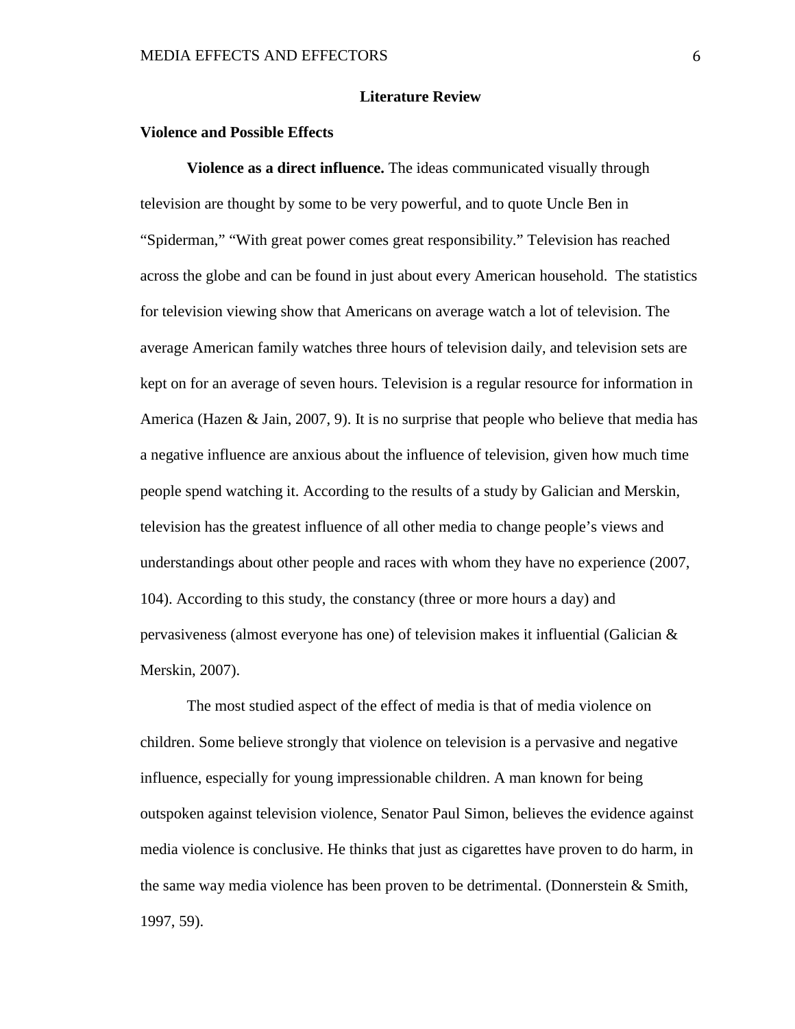## Literature Review

### Violence and Possible Effects

**Violence as a direct influence.** The ideas communicated visually through television are thought by some to be very powerful, and to quote Uncle Ben in "Spiderman," "With great power comes great responsibility." Television has reached across the globe and can be found in just about every American household. The statistics for television viewing show that Americans on average watch a lot of television. The average American family watches three hours of television daily, and television sets are kept on for an average of seven hours. Television is a regular resource for information in America (Hazen & Jain, 2007, 9). It is no surprise that people who believe that media has a negative influence are anxious about the influence of television, given how much time people spend watching it. According to the results of a study by Galician and Merskin, television has the greatest influence of all other media to change people's views and understandings about other people and races with whom they have no experience (2007, 104). According to this study, the constancy (three or more hours a day) and pervasiveness (almost everyone has one) of television makes it influential (Galician & Merskin, 2007).

The most studied aspect of the effect of media is that of media violence on children. Some believe strongly that violence on television is a pervasive and negative influence, especially for young impressionable children. A man known for being outspoken against television violence, Senator Paul Simon, believes the evidence against media violence is conclusive. He thinks that just as cigarettes have proven to do harm, in the same way media violence has been proven to be detrimental. (Donnerstein & Smith, 1997, 59).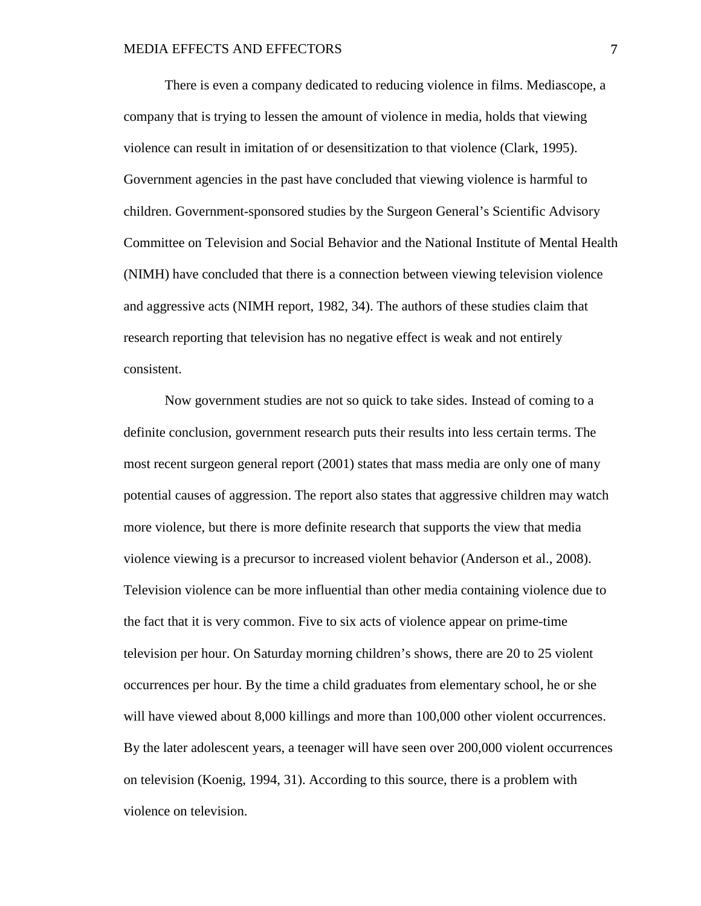There is even a company dedicated to reducing violence in films. Mediascope, a company that is trying to lessen the amount of violence in media, holds that viewing violence can result in imitation of or desensitization to that violence (Clark, 1995). Government agencies in the past have concluded that viewing violence is harmful to children. Government-sponsored studies by the Surgeon General's Scientific Advisory Committee on Television and Social Behavior and the National Institute of Mental Health (NIMH) have concluded that there is a connection between viewing television violence and aggressive acts (NIMH report, 1982, 34). The authors of these studies claim that research reporting that television has no negative effect is weak and not entirely consistent.

Now government studies are not so quick to take sides. Instead of coming to a definite conclusion, government research puts their results into less certain terms. The most recent surgeon general report (2001) states that mass media are only one of many potential causes of aggression. The report also states that aggressive children may watch more violence, but there is more definite research that supports the view that media violence viewing is a precursor to increased violent behavior (Anderson et al., 2008). Television violence can be more influential than other media containing violence due to the fact that it is very common. Five to six acts of violence appear on prime-time television per hour. On Saturday morning children's shows, there are 20 to 25 violent occurrences per hour. By the time a child graduates from elementary school, he or she will have viewed about 8,000 killings and more than 100,000 other violent occurrences. By the later adolescent years, a teenager will have seen over 200,000 violent occurrences on television (Koenig, 1994, 31). According to this source, there is a problem with violence on television.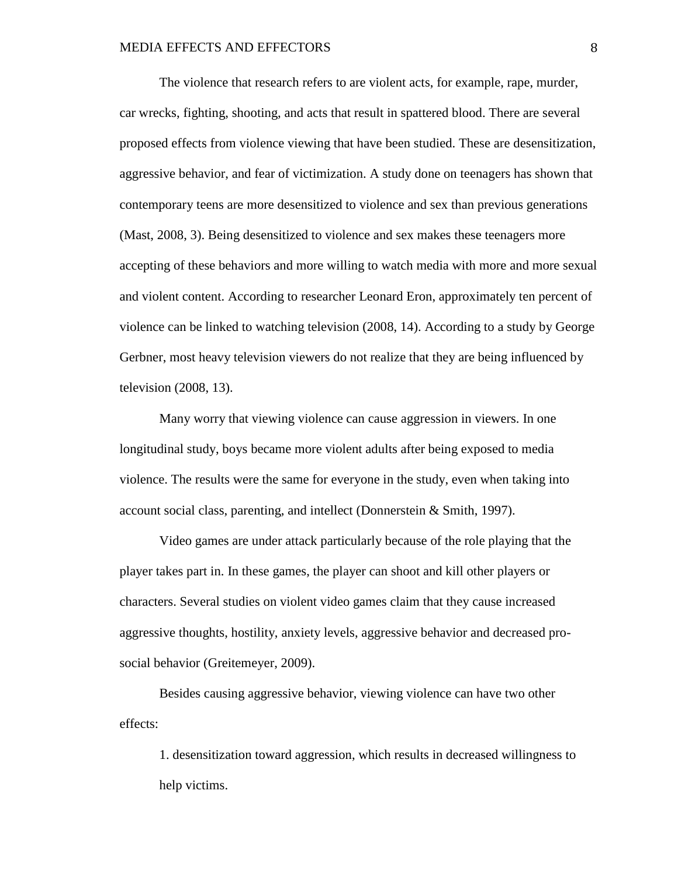The violence that research refers to are violent acts, for example, rape, murder, car wrecks, fighting, shooting, and acts that result in spattered blood. There are several proposed effects from violence viewing that have been studied. These are desensitization, aggressive behavior, and fear of victimization. A study done on teenagers has shown that contemporary teens are more desensitized to violence and sex than previous generations (Mast, 2008, 3). Being desensitized to violence and sex makes these teenagers more accepting of these behaviors and more willing to watch media with more and more sexual and violent content. According to researcher Leonard Eron, approximately ten percent of violence can be linked to watching television (2008, 14). According to a study by George Gerbner, most heavy television viewers do not realize that they are being influenced by television (2008, 13).

Many worry that viewing violence can cause aggression in viewers. In one longitudinal study, boys became more violent adults after being exposed to media violence. The results were the same for everyone in the study, even when taking into account social class, parenting, and intellect (Donnerstein & Smith, 1997).

Video games are under attack particularly because of the role playing that the player takes part in. In these games, the player can shoot and kill other players or characters. Several studies on violent video games claim that they cause increased aggressive thoughts, hostility, anxiety levels, aggressive behavior and decreased pro-social behavior (Greitemeyer, 2009).

Besides causing aggressive behavior, viewing violence can have two other effects:

1. desensitization toward aggression, which results in decreased willingness to help victims.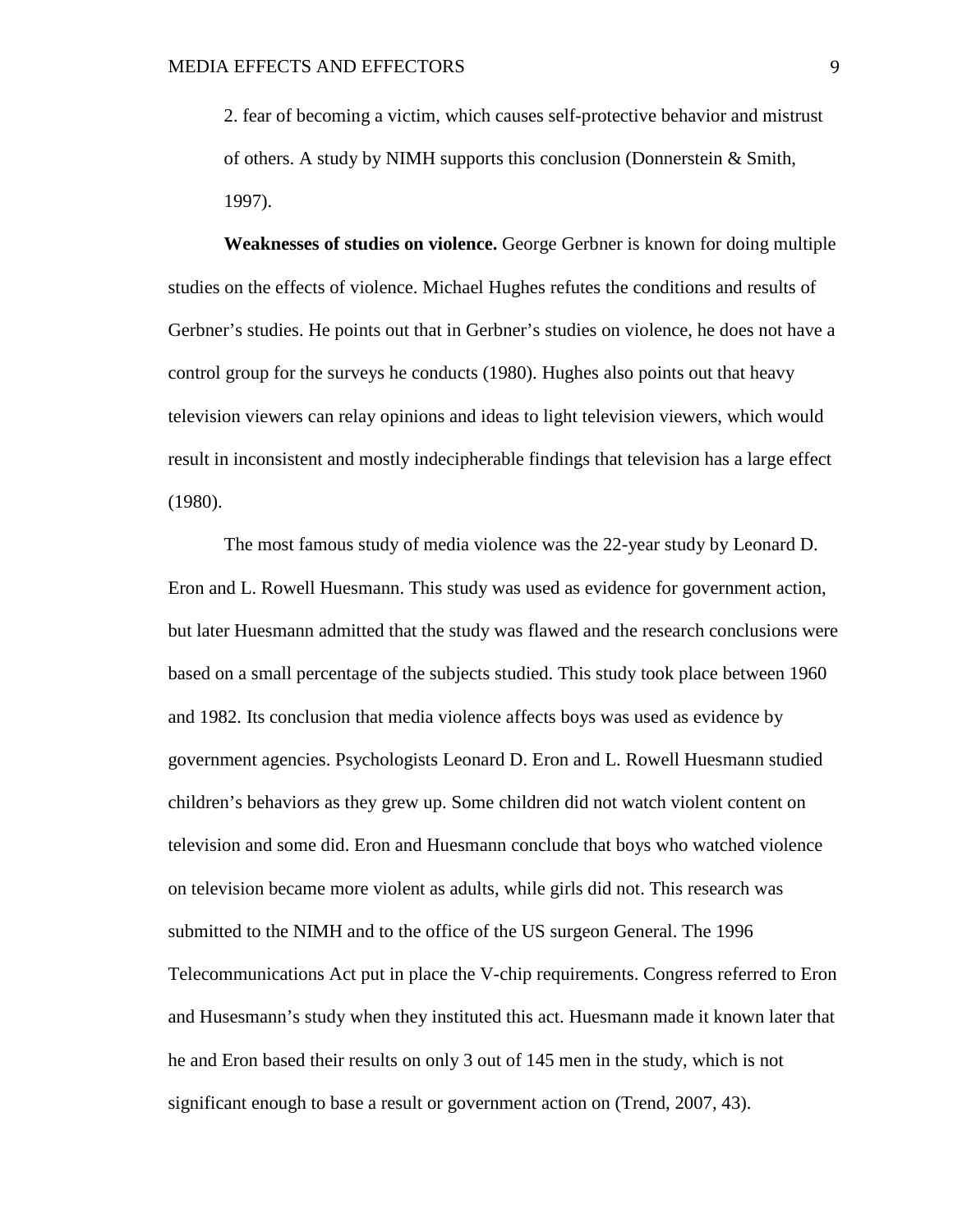2. fear of becoming a victim, which causes self-protective behavior and mistrust of others. A study by NIMH supports this conclusion (Donnerstein & Smith, 1997).

**Weaknesses of studies on violence.** George Gerbner is known for doing multiple studies on the effects of violence. Michael Hughes refutes the conditions and results of Gerbner's studies. He points out that in Gerbner's studies on violence, he does not have a control group for the surveys he conducts (1980). Hughes also points out that heavy television viewers can relay opinions and ideas to light television viewers, which would result in inconsistent and mostly indecipherable findings that television has a large effect (1980).

The most famous study of media violence was the 22-year study by Leonard D. Eron and L. Rowell Huesmann. This study was used as evidence for government action, but later Huesmann admitted that the study was flawed and the research conclusions were based on a small percentage of the subjects studied. This study took place between 1960 and 1982. Its conclusion that media violence affects boys was used as evidence by government agencies. Psychologists Leonard D. Eron and L. Rowell Huesmann studied children's behaviors as they grew up. Some children did not watch violent content on television and some did. Eron and Huesmann conclude that boys who watched violence on television became more violent as adults, while girls did not. This research was submitted to the NIMH and to the office of the US surgeon General. The 1996 Telecommunications Act put in place the V-chip requirements. Congress referred to Eron and Husesmann's study when they instituted this act. Huesmann made it known later that he and Eron based their results on only 3 out of 145 men in the study, which is not significant enough to base a result or government action on (Trend, 2007, 43).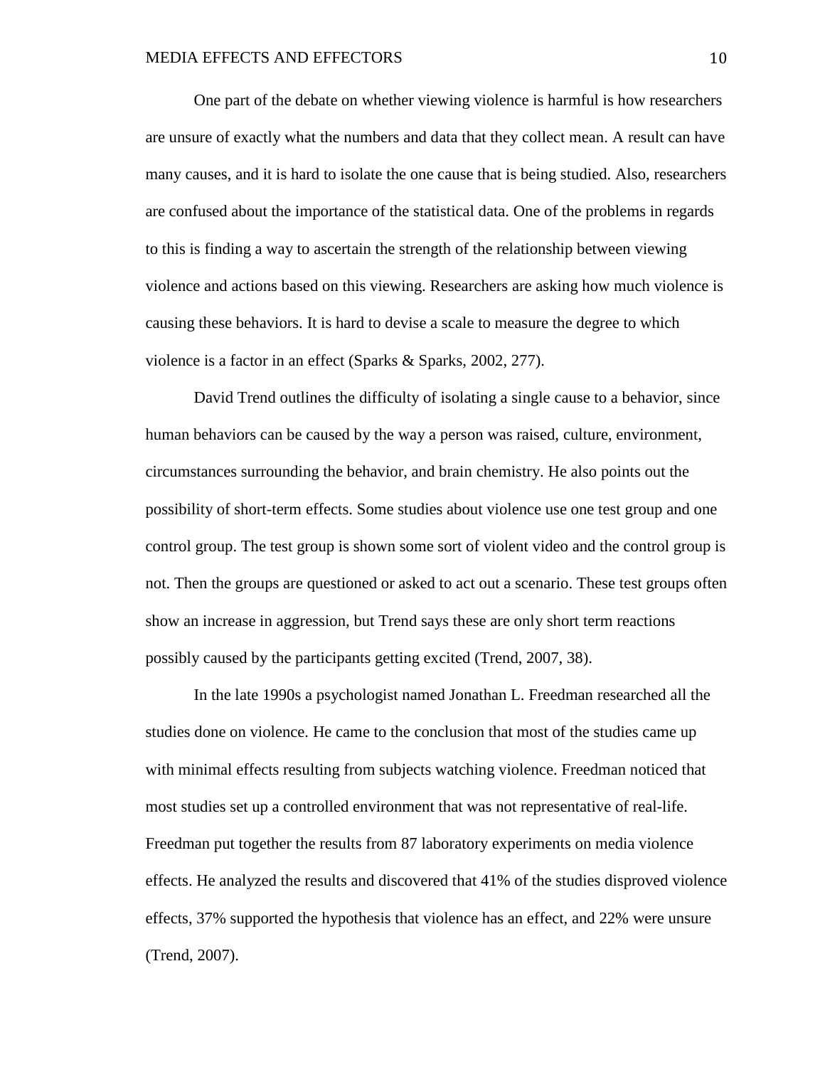One part of the debate on whether viewing violence is harmful is how researchers are unsure of exactly what the numbers and data that they collect mean. A result can have many causes, and it is hard to isolate the one cause that is being studied. Also, researchers are confused about the importance of the statistical data. One of the problems in regards to this is finding a way to ascertain the strength of the relationship between viewing violence and actions based on this viewing. Researchers are asking how much violence is causing these behaviors. It is hard to devise a scale to measure the degree to which violence is a factor in an effect (Sparks & Sparks, 2002, 277).

David Trend outlines the difficulty of isolating a single cause to a behavior, since human behaviors can be caused by the way a person was raised, culture, environment, circumstances surrounding the behavior, and brain chemistry. He also points out the possibility of short-term effects. Some studies about violence use one test group and one control group. The test group is shown some sort of violent video and the control group is not. Then the groups are questioned or asked to act out a scenario. These test groups often show an increase in aggression, but Trend says these are only short term reactions possibly caused by the participants getting excited (Trend, 2007, 38).

In the late 1990s a psychologist named Jonathan L. Freedman researched all the studies done on violence. He came to the conclusion that most of the studies came up with minimal effects resulting from subjects watching violence. Freedman noticed that most studies set up a controlled environment that was not representative of real-life. Freedman put together the results from 87 laboratory experiments on media violence effects. He analyzed the results and discovered that 41% of the studies disproved violence effects, 37% supported the hypothesis that violence has an effect, and 22% were unsure (Trend, 2007).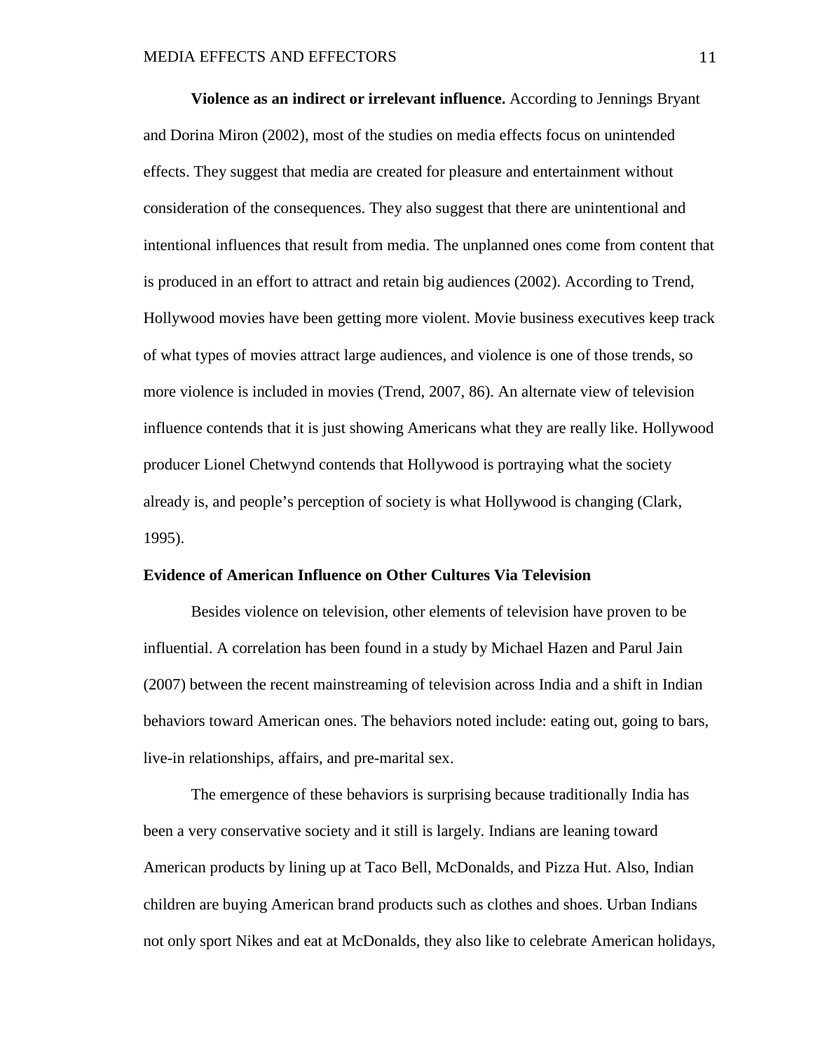**Violence as an indirect or irrelevant influence.** According to Jennings Bryant and Dorina Miron (2002), most of the studies on media effects focus on unintended effects. They suggest that media are created for pleasure and entertainment without consideration of the consequences. They also suggest that there are unintentional and intentional influences that result from media. The unplanned ones come from content that is produced in an effort to attract and retain big audiences (2002). According to Trend, Hollywood movies have been getting more violent. Movie business executives keep track of what types of movies attract large audiences, and violence is one of those trends, so more violence is included in movies (Trend, 2007, 86). An alternate view of television influence contends that it is just showing Americans what they are really like. Hollywood producer Lionel Chetwynd contends that Hollywood is portraying what the society already is, and people's perception of society is what Hollywood is changing (Clark, 1995).

## Evidence of American Influence on Other Cultures Via Television

Besides violence on television, other elements of television have proven to be influential. A correlation has been found in a study by Michael Hazen and Parul Jain (2007) between the recent mainstreaming of television across India and a shift in Indian behaviors toward American ones. The behaviors noted include: eating out, going to bars, live-in relationships, affairs, and pre-marital sex.

The emergence of these behaviors is surprising because traditionally India has been a very conservative society and it still is largely. Indians are leaning toward American products by lining up at Taco Bell, McDonalds, and Pizza Hut. Also, Indian children are buying American brand products such as clothes and shoes. Urban Indians not only sport Nikes and eat at McDonalds, they also like to celebrate American holidays,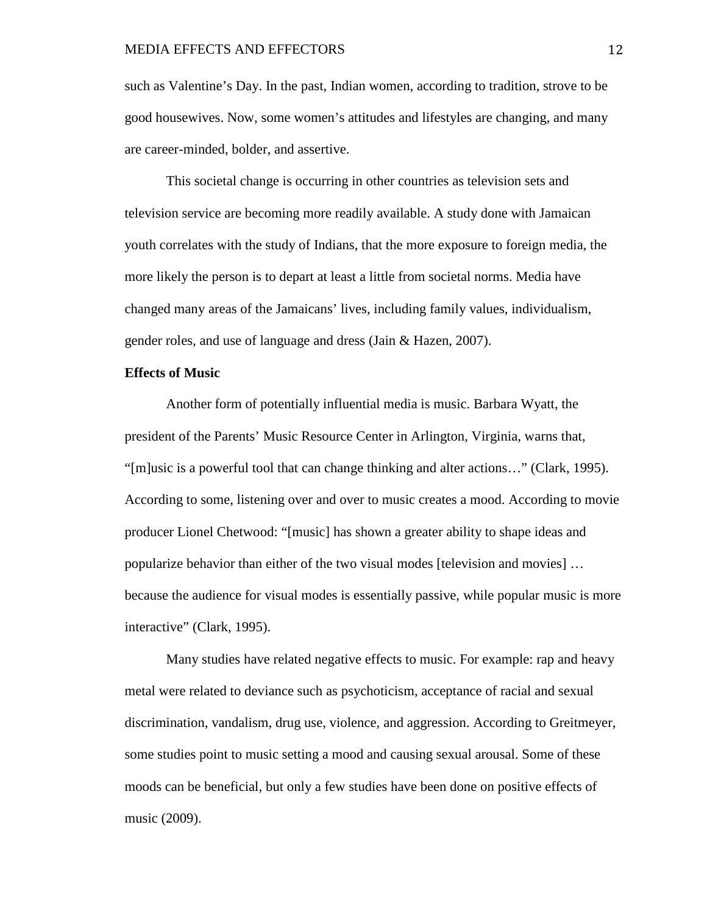such as Valentine’s Day. In the past, Indian women, according to tradition, strove to be good housewives. Now, some women’s attitudes and lifestyles are changing, and many are career-minded, bolder, and assertive.

This societal change is occurring in other countries as television sets and television service are becoming more readily available. A study done with Jamaican youth correlates with the study of Indians, that the more exposure to foreign media, the more likely the person is to depart at least a little from societal norms. Media have changed many areas of the Jamaicans’ lives, including family values, individualism, gender roles, and use of language and dress (Jain & Hazen, 2007).

**Effects of Music**

Another form of potentially influential media is music. Barbara Wyatt, the president of the Parents’ Music Resource Center in Arlington, Virginia, warns that, “[m]usic is a powerful tool that can change thinking and alter actions…” (Clark, 1995). According to some, listening over and over to music creates a mood. According to movie producer Lionel Chetwood: “[music] has shown a greater ability to shape ideas and popularize behavior than either of the two visual modes [television and movies] … because the audience for visual modes is essentially passive, while popular music is more interactive” (Clark, 1995).

Many studies have related negative effects to music. For example: rap and heavy metal were related to deviance such as psychoticism, acceptance of racial and sexual discrimination, vandalism, drug use, violence, and aggression. According to Greitmeyer, some studies point to music setting a mood and causing sexual arousal. Some of these moods can be beneficial, but only a few studies have been done on positive effects of music (2009).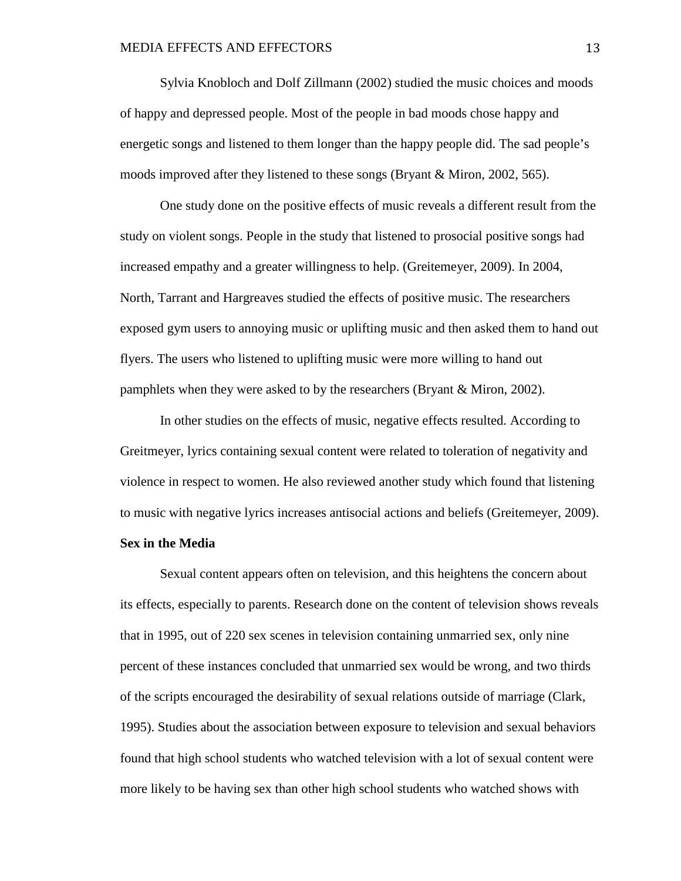Sylvia Knobloch and Dolf Zillmann (2002) studied the music choices and moods of happy and depressed people. Most of the people in bad moods chose happy and energetic songs and listened to them longer than the happy people did. The sad people's moods improved after they listened to these songs (Bryant & Miron, 2002, 565).

One study done on the positive effects of music reveals a different result from the study on violent songs. People in the study that listened to prosocial positive songs had increased empathy and a greater willingness to help. (Greitemeyer, 2009). In 2004, North, Tarrant and Hargreaves studied the effects of positive music. The researchers exposed gym users to annoying music or uplifting music and then asked them to hand out flyers. The users who listened to uplifting music were more willing to hand out pamphlets when they were asked to by the researchers (Bryant & Miron, 2002).

In other studies on the effects of music, negative effects resulted. According to Greitmeyer, lyrics containing sexual content were related to toleration of negativity and violence in respect to women. He also reviewed another study which found that listening to music with negative lyrics increases antisocial actions and beliefs (Greitemeyer, 2009).

**Sex in the Media**

Sexual content appears often on television, and this heightens the concern about its effects, especially to parents. Research done on the content of television shows reveals that in 1995, out of 220 sex scenes in television containing unmarried sex, only nine percent of these instances concluded that unmarried sex would be wrong, and two thirds of the scripts encouraged the desirability of sexual relations outside of marriage (Clark, 1995). Studies about the association between exposure to television and sexual behaviors found that high school students who watched television with a lot of sexual content were more likely to be having sex than other high school students who watched shows with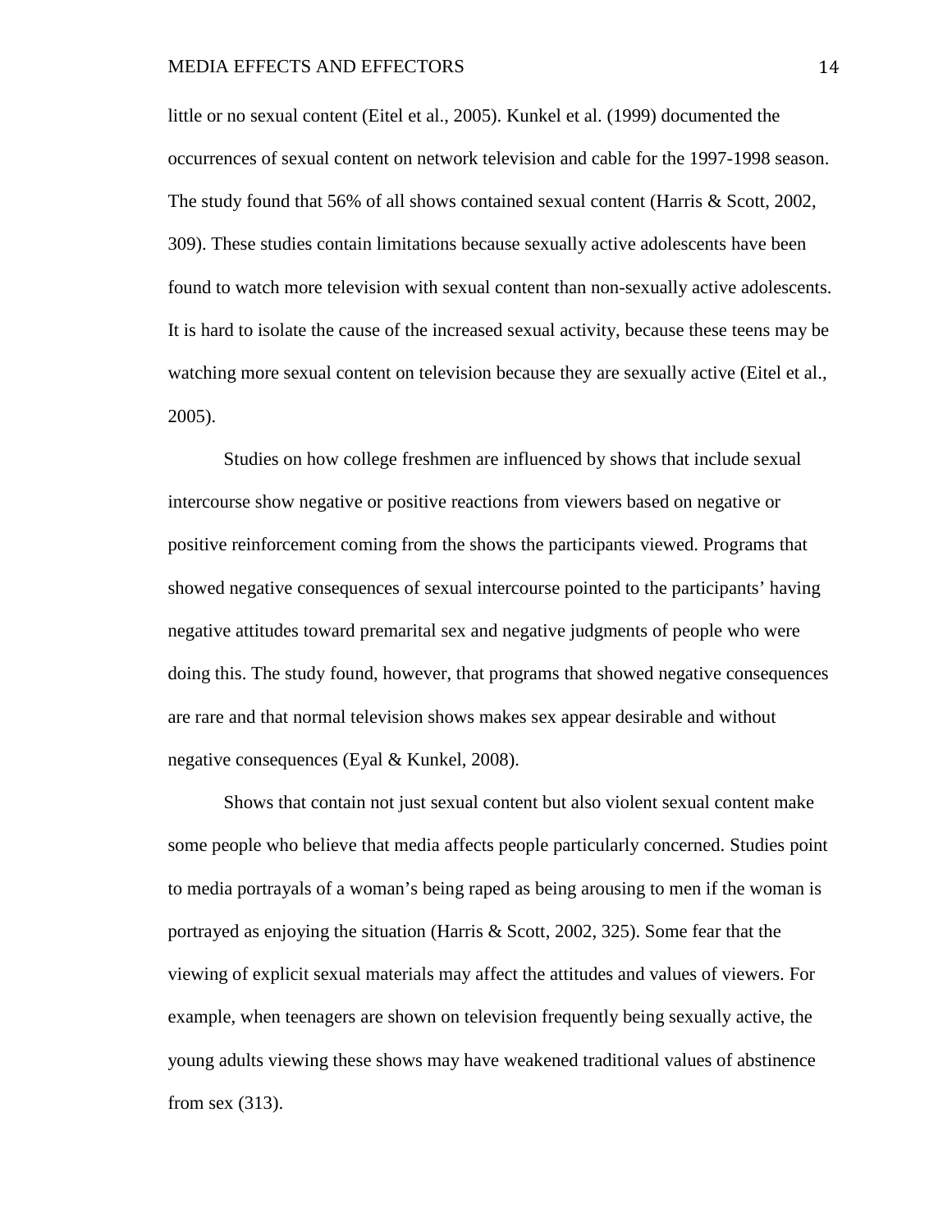little or no sexual content (Eitel et al., 2005). Kunkel et al. (1999) documented the occurrences of sexual content on network television and cable for the 1997-1998 season. The study found that 56% of all shows contained sexual content (Harris & Scott, 2002, 309). These studies contain limitations because sexually active adolescents have been found to watch more television with sexual content than non-sexually active adolescents. It is hard to isolate the cause of the increased sexual activity, because these teens may be watching more sexual content on television because they are sexually active (Eitel et al., 2005).

Studies on how college freshmen are influenced by shows that include sexual intercourse show negative or positive reactions from viewers based on negative or positive reinforcement coming from the shows the participants viewed. Programs that showed negative consequences of sexual intercourse pointed to the participants' having negative attitudes toward premarital sex and negative judgments of people who were doing this. The study found, however, that programs that showed negative consequences are rare and that normal television shows makes sex appear desirable and without negative consequences (Eyal & Kunkel, 2008).

Shows that contain not just sexual content but also violent sexual content make some people who believe that media affects people particularly concerned. Studies point to media portrayals of a woman's being raped as being arousing to men if the woman is portrayed as enjoying the situation (Harris & Scott, 2002, 325). Some fear that the viewing of explicit sexual materials may affect the attitudes and values of viewers. For example, when teenagers are shown on television frequently being sexually active, the young adults viewing these shows may have weakened traditional values of abstinence from sex (313).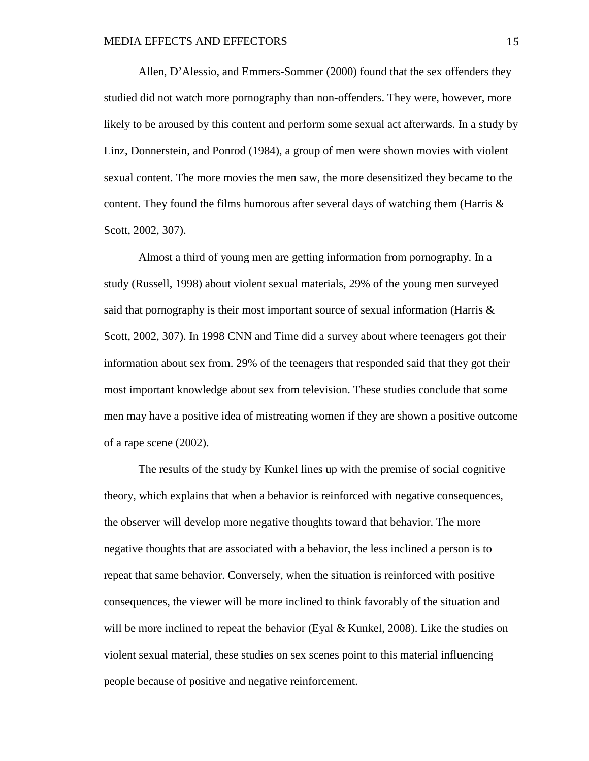Allen, D'Alessio, and Emmers-Sommer (2000) found that the sex offenders they studied did not watch more pornography than non-offenders. They were, however, more likely to be aroused by this content and perform some sexual act afterwards. In a study by Linz, Donnerstein, and Ponrod (1984), a group of men were shown movies with violent sexual content. The more movies the men saw, the more desensitized they became to the content. They found the films humorous after several days of watching them (Harris & Scott, 2002, 307).

Almost a third of young men are getting information from pornography. In a study (Russell, 1998) about violent sexual materials, 29% of the young men surveyed said that pornography is their most important source of sexual information (Harris & Scott, 2002, 307). In 1998 CNN and Time did a survey about where teenagers got their information about sex from. 29% of the teenagers that responded said that they got their most important knowledge about sex from television. These studies conclude that some men may have a positive idea of mistreating women if they are shown a positive outcome of a rape scene (2002).

The results of the study by Kunkel lines up with the premise of social cognitive theory, which explains that when a behavior is reinforced with negative consequences, the observer will develop more negative thoughts toward that behavior. The more negative thoughts that are associated with a behavior, the less inclined a person is to repeat that same behavior. Conversely, when the situation is reinforced with positive consequences, the viewer will be more inclined to think favorably of the situation and will be more inclined to repeat the behavior (Eyal & Kunkel, 2008). Like the studies on violent sexual material, these studies on sex scenes point to this material influencing people because of positive and negative reinforcement.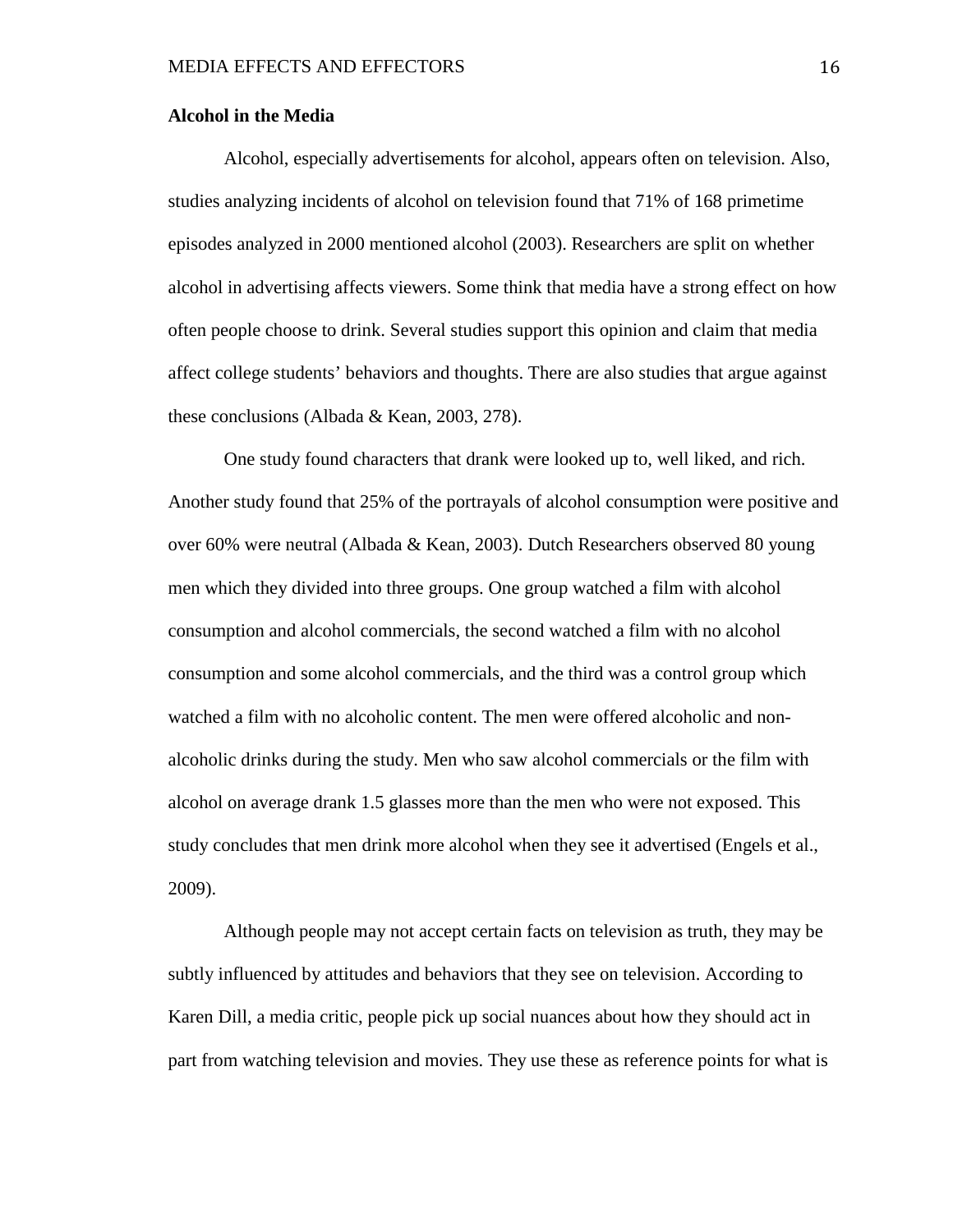**Alcohol in the Media**

Alcohol, especially advertisements for alcohol, appears often on television. Also, studies analyzing incidents of alcohol on television found that 71% of 168 primetime episodes analyzed in 2000 mentioned alcohol (2003). Researchers are split on whether alcohol in advertising affects viewers. Some think that media have a strong effect on how often people choose to drink. Several studies support this opinion and claim that media affect college students' behaviors and thoughts. There are also studies that argue against these conclusions (Albada & Kean, 2003, 278).

One study found characters that drank were looked up to, well liked, and rich. Another study found that 25% of the portrayals of alcohol consumption were positive and over 60% were neutral (Albada & Kean, 2003). Dutch Researchers observed 80 young men which they divided into three groups. One group watched a film with alcohol consumption and alcohol commercials, the second watched a film with no alcohol consumption and some alcohol commercials, and the third was a control group which watched a film with no alcoholic content. The men were offered alcoholic and non-alcoholic drinks during the study. Men who saw alcohol commercials or the film with alcohol on average drank 1.5 glasses more than the men who were not exposed. This study concludes that men drink more alcohol when they see it advertised (Engels et al., 2009).

Although people may not accept certain facts on television as truth, they may be subtly influenced by attitudes and behaviors that they see on television. According to Karen Dill, a media critic, people pick up social nuances about how they should act in part from watching television and movies. They use these as reference points for what is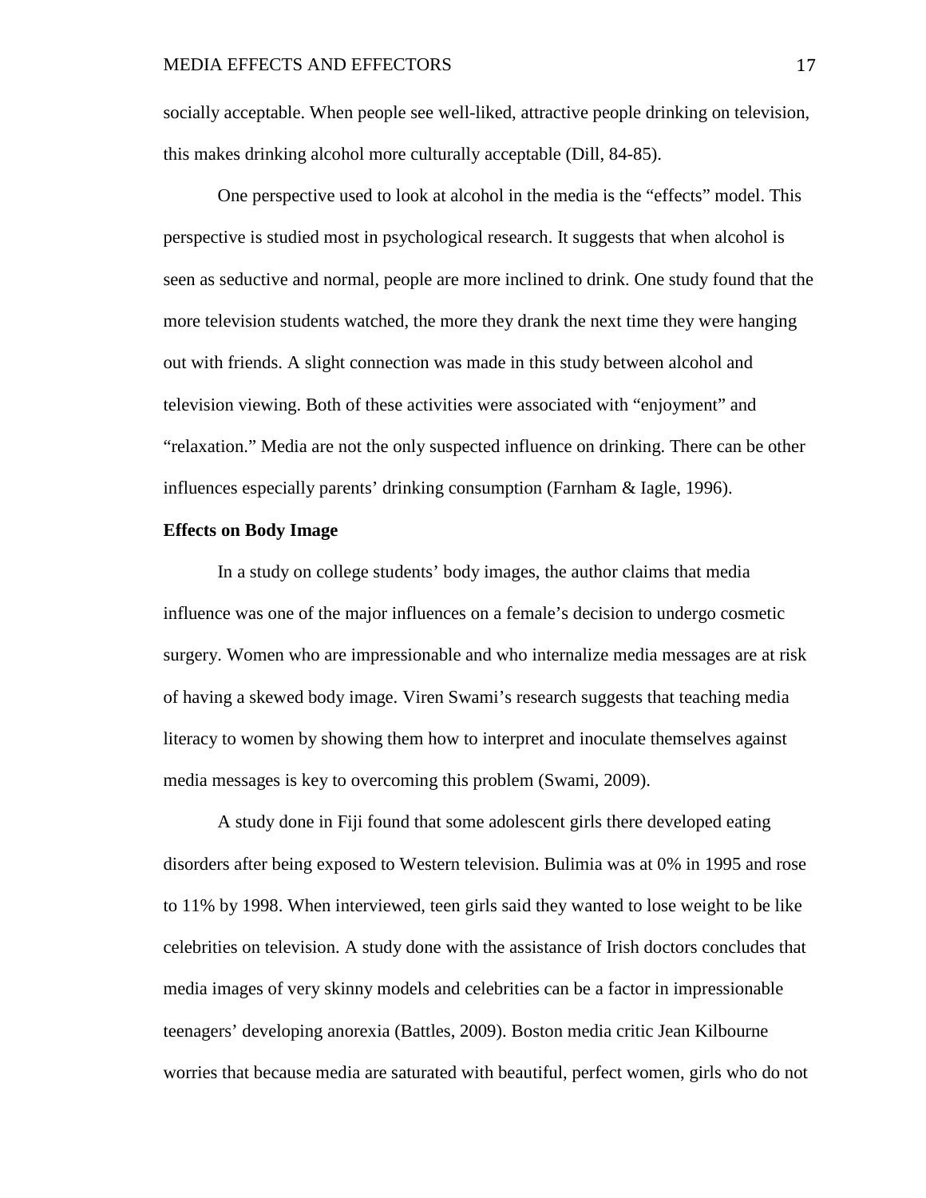socially acceptable. When people see well-liked, attractive people drinking on television, this makes drinking alcohol more culturally acceptable (Dill, 84-85).

One perspective used to look at alcohol in the media is the "effects" model. This perspective is studied most in psychological research. It suggests that when alcohol is seen as seductive and normal, people are more inclined to drink. One study found that the more television students watched, the more they drank the next time they were hanging out with friends. A slight connection was made in this study between alcohol and television viewing. Both of these activities were associated with "enjoyment" and "relaxation." Media are not the only suspected influence on drinking. There can be other influences especially parents' drinking consumption (Farnham & Iagle, 1996).

**Effects on Body Image**

In a study on college students' body images, the author claims that media influence was one of the major influences on a female's decision to undergo cosmetic surgery. Women who are impressionable and who internalize media messages are at risk of having a skewed body image. Viren Swami's research suggests that teaching media literacy to women by showing them how to interpret and inoculate themselves against media messages is key to overcoming this problem (Swami, 2009).

A study done in Fiji found that some adolescent girls there developed eating disorders after being exposed to Western television. Bulimia was at 0% in 1995 and rose to 11% by 1998. When interviewed, teen girls said they wanted to lose weight to be like celebrities on television. A study done with the assistance of Irish doctors concludes that media images of very skinny models and celebrities can be a factor in impressionable teenagers' developing anorexia (Battles, 2009). Boston media critic Jean Kilbourne worries that because media are saturated with beautiful, perfect women, girls who do not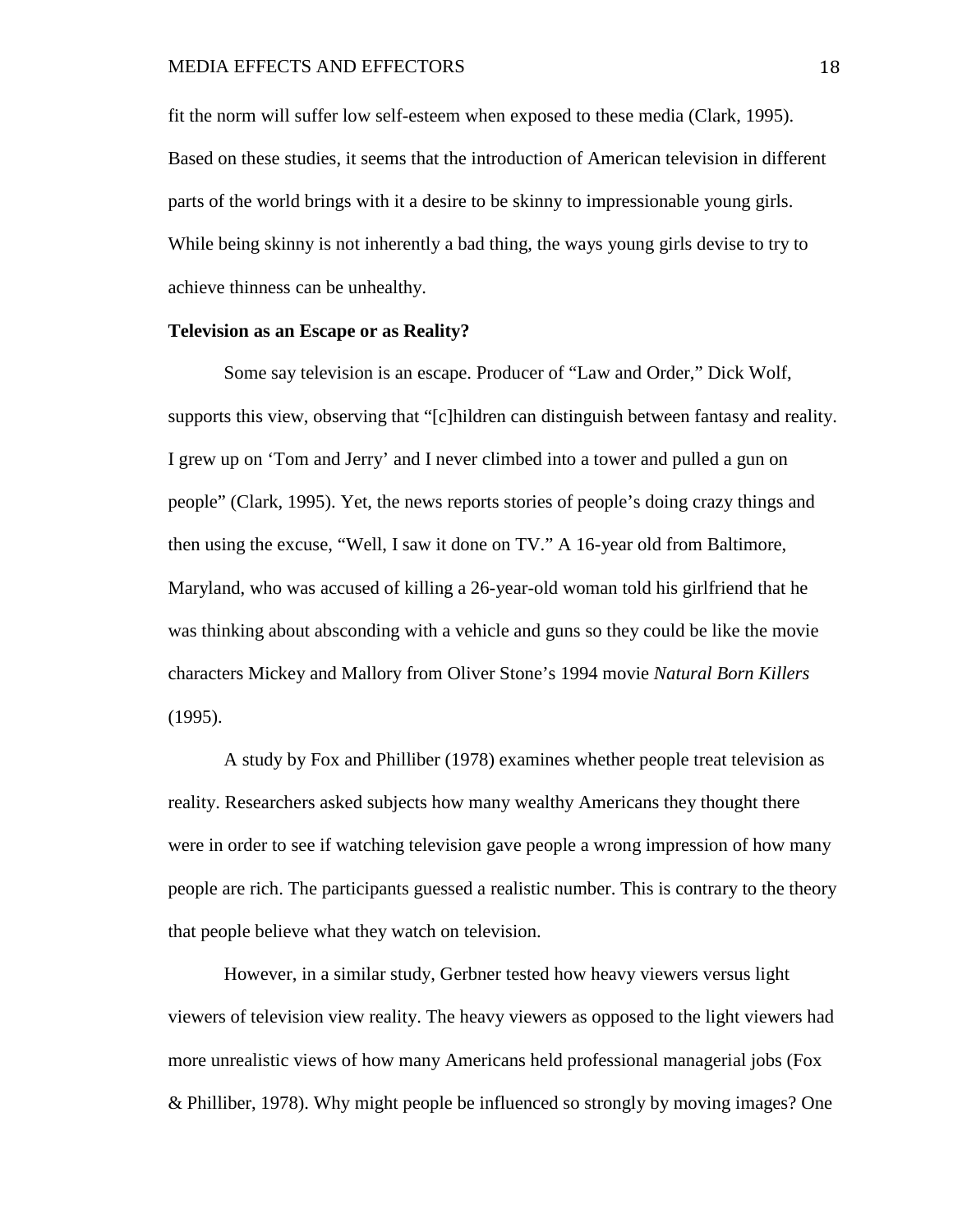fit the norm will suffer low self-esteem when exposed to these media (Clark, 1995). Based on these studies, it seems that the introduction of American television in different parts of the world brings with it a desire to be skinny to impressionable young girls. While being skinny is not inherently a bad thing, the ways young girls devise to try to achieve thinness can be unhealthy.

**Television as an Escape or as Reality?**

Some say television is an escape. Producer of "Law and Order," Dick Wolf, supports this view, observing that "[c]hildren can distinguish between fantasy and reality. I grew up on 'Tom and Jerry' and I never climbed into a tower and pulled a gun on people" (Clark, 1995). Yet, the news reports stories of people's doing crazy things and then using the excuse, "Well, I saw it done on TV." A 16-year old from Baltimore, Maryland, who was accused of killing a 26-year-old woman told his girlfriend that he was thinking about absconding with a vehicle and guns so they could be like the movie characters Mickey and Mallory from Oliver Stone's 1994 movie *Natural Born Killers* (1995).

A study by Fox and Philliber (1978) examines whether people treat television as reality. Researchers asked subjects how many wealthy Americans they thought there were in order to see if watching television gave people a wrong impression of how many people are rich. The participants guessed a realistic number. This is contrary to the theory that people believe what they watch on television.

However, in a similar study, Gerbner tested how heavy viewers versus light viewers of television view reality. The heavy viewers as opposed to the light viewers had more unrealistic views of how many Americans held professional managerial jobs (Fox & Philliber, 1978). Why might people be influenced so strongly by moving images? One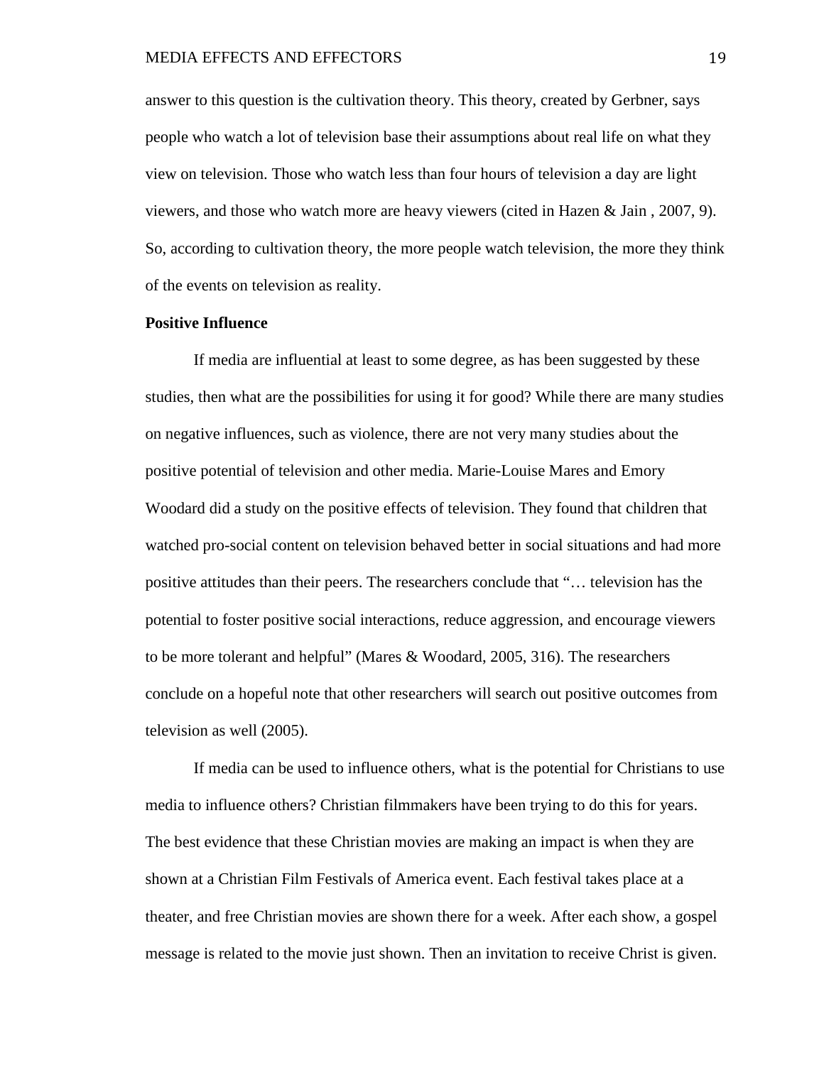answer to this question is the cultivation theory. This theory, created by Gerbner, says people who watch a lot of television base their assumptions about real life on what they view on television. Those who watch less than four hours of television a day are light viewers, and those who watch more are heavy viewers (cited in Hazen & Jain , 2007, 9). So, according to cultivation theory, the more people watch television, the more they think of the events on television as reality.

**Positive Influence**

If media are influential at least to some degree, as has been suggested by these studies, then what are the possibilities for using it for good? While there are many studies on negative influences, such as violence, there are not very many studies about the positive potential of television and other media. Marie-Louise Mares and Emory Woodard did a study on the positive effects of television. They found that children that watched pro-social content on television behaved better in social situations and had more positive attitudes than their peers. The researchers conclude that "… television has the potential to foster positive social interactions, reduce aggression, and encourage viewers to be more tolerant and helpful" (Mares & Woodard, 2005, 316). The researchers conclude on a hopeful note that other researchers will search out positive outcomes from television as well (2005).

If media can be used to influence others, what is the potential for Christians to use media to influence others? Christian filmmakers have been trying to do this for years. The best evidence that these Christian movies are making an impact is when they are shown at a Christian Film Festivals of America event. Each festival takes place at a theater, and free Christian movies are shown there for a week. After each show, a gospel message is related to the movie just shown. Then an invitation to receive Christ is given.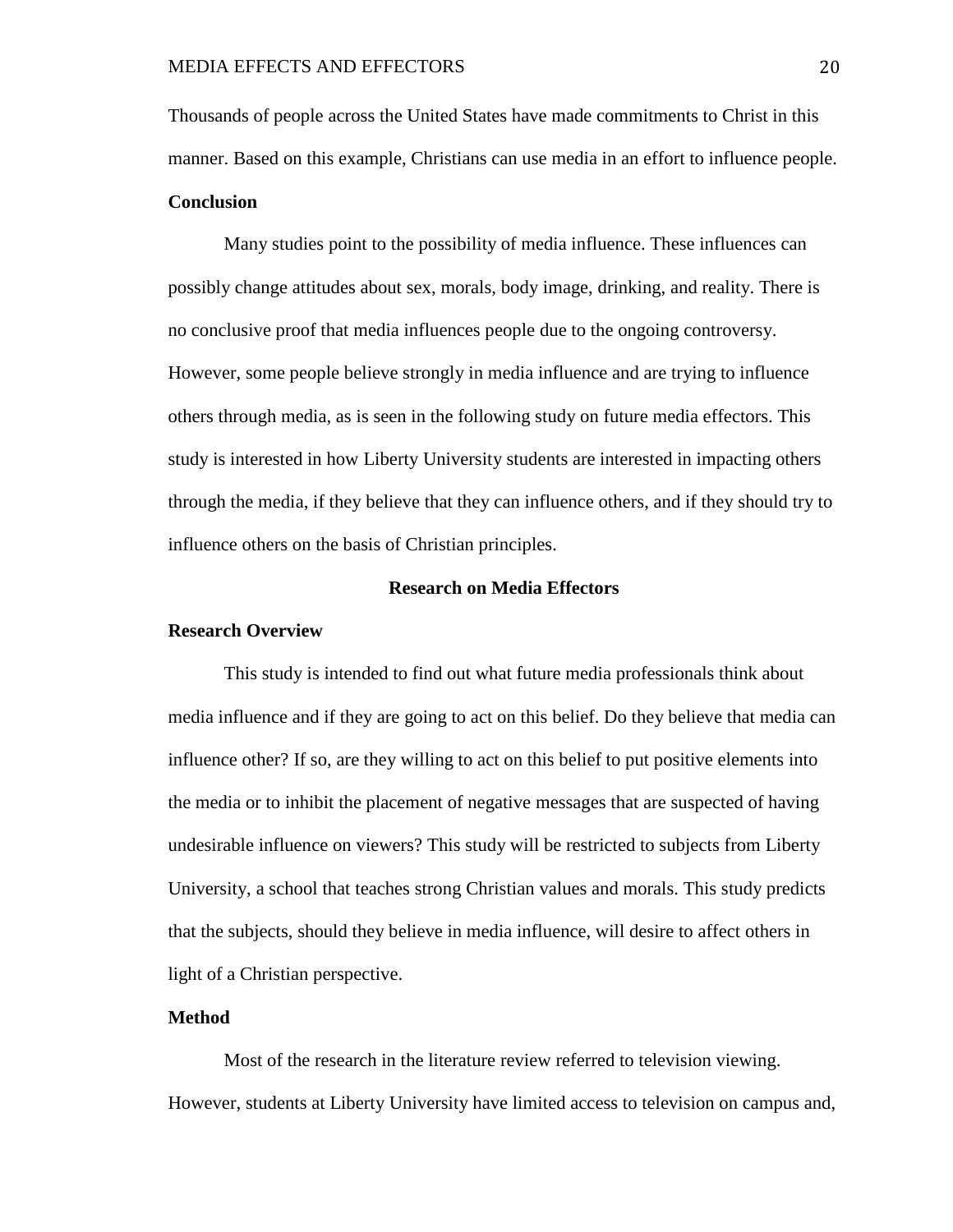Thousands of people across the United States have made commitments to Christ in this manner. Based on this example, Christians can use media in an effort to influence people.

### Conclusion

Many studies point to the possibility of media influence. These influences can possibly change attitudes about sex, morals, body image, drinking, and reality. There is no conclusive proof that media influences people due to the ongoing controversy. However, some people believe strongly in media influence and are trying to influence others through media, as is seen in the following study on future media effectors. This study is interested in how Liberty University students are interested in impacting others through the media, if they believe that they can influence others, and if they should try to influence others on the basis of Christian principles.

## Research on Media Effectors

### Research Overview

This study is intended to find out what future media professionals think about media influence and if they are going to act on this belief. Do they believe that media can influence other? If so, are they willing to act on this belief to put positive elements into the media or to inhibit the placement of negative messages that are suspected of having undesirable influence on viewers? This study will be restricted to subjects from Liberty University, a school that teaches strong Christian values and morals. This study predicts that the subjects, should they believe in media influence, will desire to affect others in light of a Christian perspective.

### Method

Most of the research in the literature review referred to television viewing. However, students at Liberty University have limited access to television on campus and,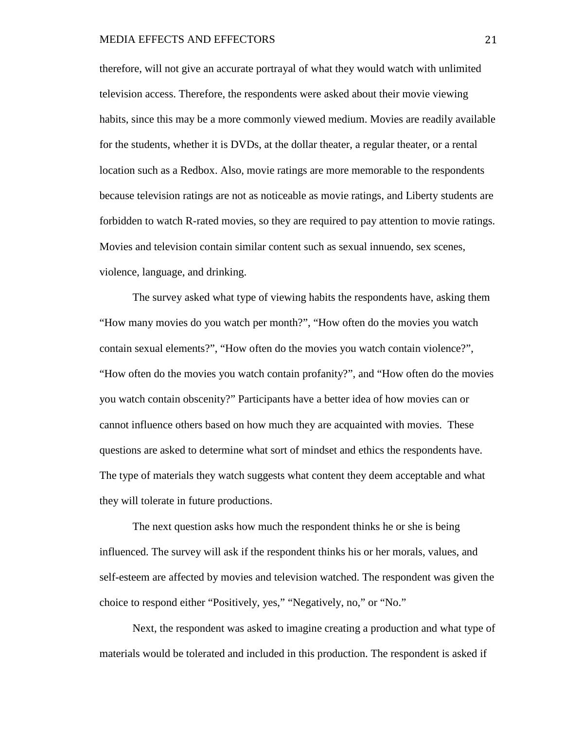therefore, will not give an accurate portrayal of what they would watch with unlimited television access. Therefore, the respondents were asked about their movie viewing habits, since this may be a more commonly viewed medium. Movies are readily available for the students, whether it is DVDs, at the dollar theater, a regular theater, or a rental location such as a Redbox. Also, movie ratings are more memorable to the respondents because television ratings are not as noticeable as movie ratings, and Liberty students are forbidden to watch R-rated movies, so they are required to pay attention to movie ratings. Movies and television contain similar content such as sexual innuendo, sex scenes, violence, language, and drinking.

The survey asked what type of viewing habits the respondents have, asking them "How many movies do you watch per month?", "How often do the movies you watch contain sexual elements?", "How often do the movies you watch contain violence?", "How often do the movies you watch contain profanity?", and "How often do the movies you watch contain obscenity?" Participants have a better idea of how movies can or cannot influence others based on how much they are acquainted with movies. These questions are asked to determine what sort of mindset and ethics the respondents have. The type of materials they watch suggests what content they deem acceptable and what they will tolerate in future productions.

The next question asks how much the respondent thinks he or she is being influenced. The survey will ask if the respondent thinks his or her morals, values, and self-esteem are affected by movies and television watched. The respondent was given the choice to respond either "Positively, yes," "Negatively, no," or "No."

Next, the respondent was asked to imagine creating a production and what type of materials would be tolerated and included in this production. The respondent is asked if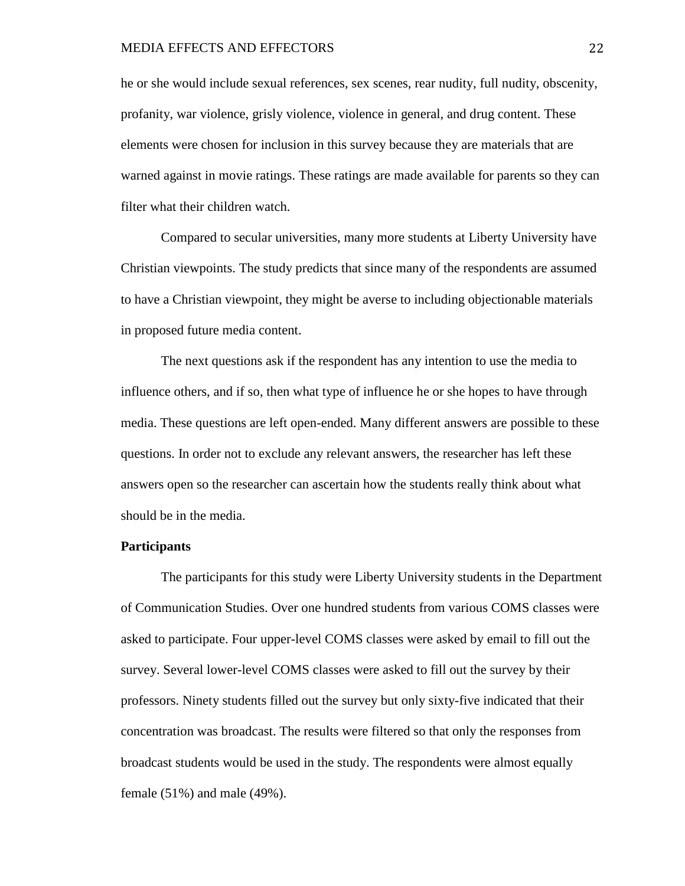he or she would include sexual references, sex scenes, rear nudity, full nudity, obscenity, profanity, war violence, grisly violence, violence in general, and drug content. These elements were chosen for inclusion in this survey because they are materials that are warned against in movie ratings. These ratings are made available for parents so they can filter what their children watch.

Compared to secular universities, many more students at Liberty University have Christian viewpoints. The study predicts that since many of the respondents are assumed to have a Christian viewpoint, they might be averse to including objectionable materials in proposed future media content.

The next questions ask if the respondent has any intention to use the media to influence others, and if so, then what type of influence he or she hopes to have through media. These questions are left open-ended. Many different answers are possible to these questions. In order not to exclude any relevant answers, the researcher has left these answers open so the researcher can ascertain how the students really think about what should be in the media.

**Participants**

The participants for this study were Liberty University students in the Department of Communication Studies. Over one hundred students from various COMS classes were asked to participate. Four upper-level COMS classes were asked by email to fill out the survey. Several lower-level COMS classes were asked to fill out the survey by their professors. Ninety students filled out the survey but only sixty-five indicated that their concentration was broadcast. The results were filtered so that only the responses from broadcast students would be used in the study. The respondents were almost equally female (51%) and male (49%).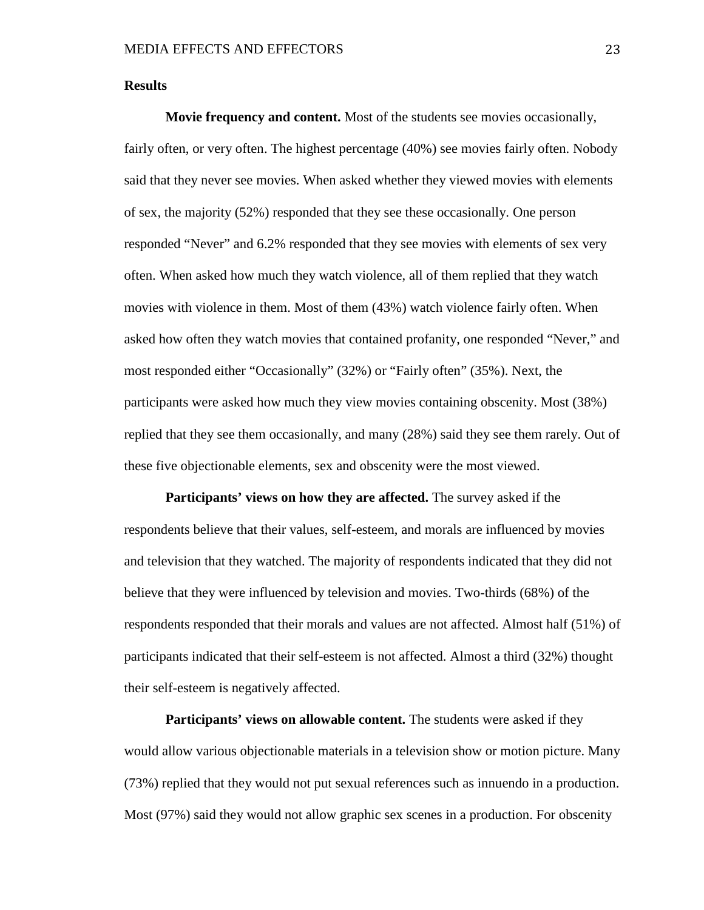## Results

**Movie frequency and content.** Most of the students see movies occasionally, fairly often, or very often. The highest percentage (40%) see movies fairly often. Nobody said that they never see movies. When asked whether they viewed movies with elements of sex, the majority (52%) responded that they see these occasionally. One person responded "Never" and 6.2% responded that they see movies with elements of sex very often. When asked how much they watch violence, all of them replied that they watch movies with violence in them. Most of them (43%) watch violence fairly often. When asked how often they watch movies that contained profanity, one responded "Never," and most responded either "Occasionally" (32%) or "Fairly often" (35%). Next, the participants were asked how much they view movies containing obscenity. Most (38%) replied that they see them occasionally, and many (28%) said they see them rarely. Out of these five objectionable elements, sex and obscenity were the most viewed.

**Participants' views on how they are affected.** The survey asked if the respondents believe that their values, self-esteem, and morals are influenced by movies and television that they watched. The majority of respondents indicated that they did not believe that they were influenced by television and movies. Two-thirds (68%) of the respondents responded that their morals and values are not affected. Almost half (51%) of participants indicated that their self-esteem is not affected. Almost a third (32%) thought their self-esteem is negatively affected.

**Participants' views on allowable content.** The students were asked if they would allow various objectionable materials in a television show or motion picture. Many (73%) replied that they would not put sexual references such as innuendo in a production. Most (97%) said they would not allow graphic sex scenes in a production. For obscenity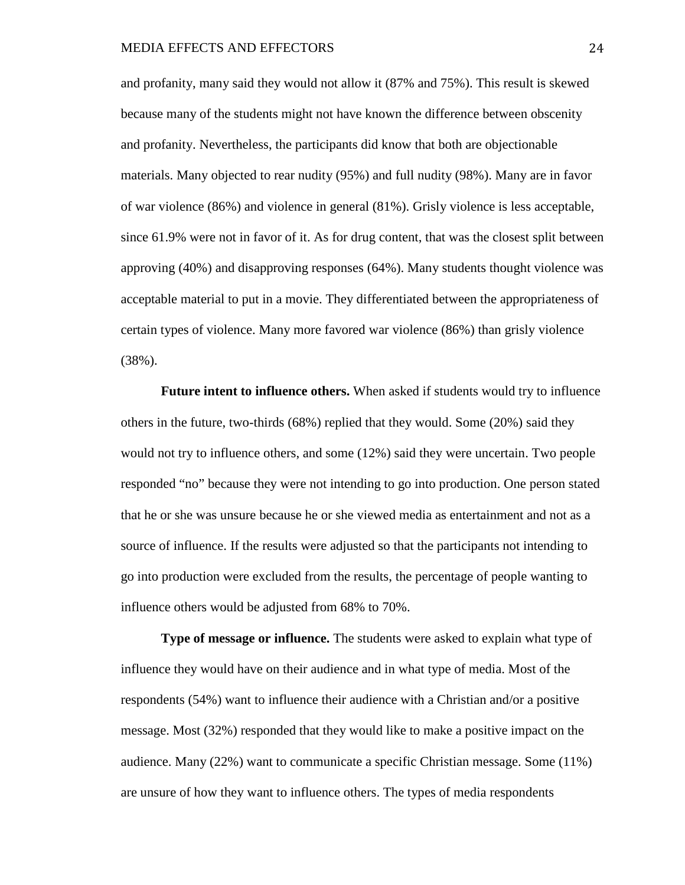and profanity, many said they would not allow it (87% and 75%). This result is skewed because many of the students might not have known the difference between obscenity and profanity. Nevertheless, the participants did know that both are objectionable materials. Many objected to rear nudity (95%) and full nudity (98%). Many are in favor of war violence (86%) and violence in general (81%). Grisly violence is less acceptable, since 61.9% were not in favor of it. As for drug content, that was the closest split between approving (40%) and disapproving responses (64%). Many students thought violence was acceptable material to put in a movie. They differentiated between the appropriateness of certain types of violence. Many more favored war violence (86%) than grisly violence (38%).

**Future intent to influence others.** When asked if students would try to influence others in the future, two-thirds (68%) replied that they would. Some (20%) said they would not try to influence others, and some (12%) said they were uncertain. Two people responded "no" because they were not intending to go into production. One person stated that he or she was unsure because he or she viewed media as entertainment and not as a source of influence. If the results were adjusted so that the participants not intending to go into production were excluded from the results, the percentage of people wanting to influence others would be adjusted from 68% to 70%.

**Type of message or influence.** The students were asked to explain what type of influence they would have on their audience and in what type of media. Most of the respondents (54%) want to influence their audience with a Christian and/or a positive message. Most (32%) responded that they would like to make a positive impact on the audience. Many (22%) want to communicate a specific Christian message. Some (11%) are unsure of how they want to influence others. The types of media respondents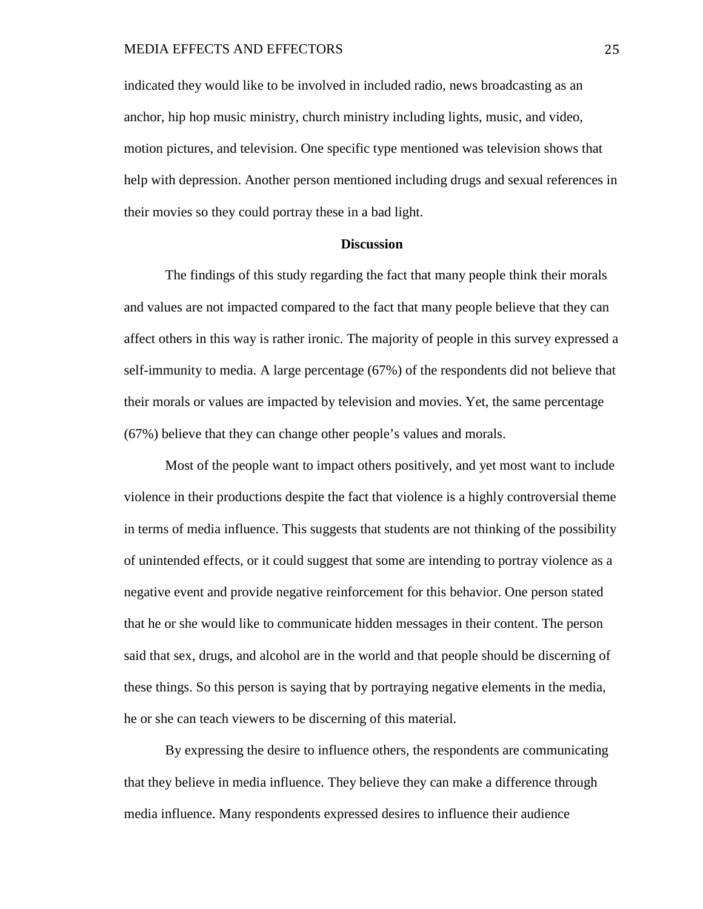indicated they would like to be involved in included radio, news broadcasting as an anchor, hip hop music ministry, church ministry including lights, music, and video, motion pictures, and television. One specific type mentioned was television shows that help with depression. Another person mentioned including drugs and sexual references in their movies so they could portray these in a bad light.

## Discussion

The findings of this study regarding the fact that many people think their morals and values are not impacted compared to the fact that many people believe that they can affect others in this way is rather ironic. The majority of people in this survey expressed a self-immunity to media. A large percentage (67%) of the respondents did not believe that their morals or values are impacted by television and movies. Yet, the same percentage (67%) believe that they can change other people's values and morals.

Most of the people want to impact others positively, and yet most want to include violence in their productions despite the fact that violence is a highly controversial theme in terms of media influence. This suggests that students are not thinking of the possibility of unintended effects, or it could suggest that some are intending to portray violence as a negative event and provide negative reinforcement for this behavior. One person stated that he or she would like to communicate hidden messages in their content. The person said that sex, drugs, and alcohol are in the world and that people should be discerning of these things. So this person is saying that by portraying negative elements in the media, he or she can teach viewers to be discerning of this material.

By expressing the desire to influence others, the respondents are communicating that they believe in media influence. They believe they can make a difference through media influence. Many respondents expressed desires to influence their audience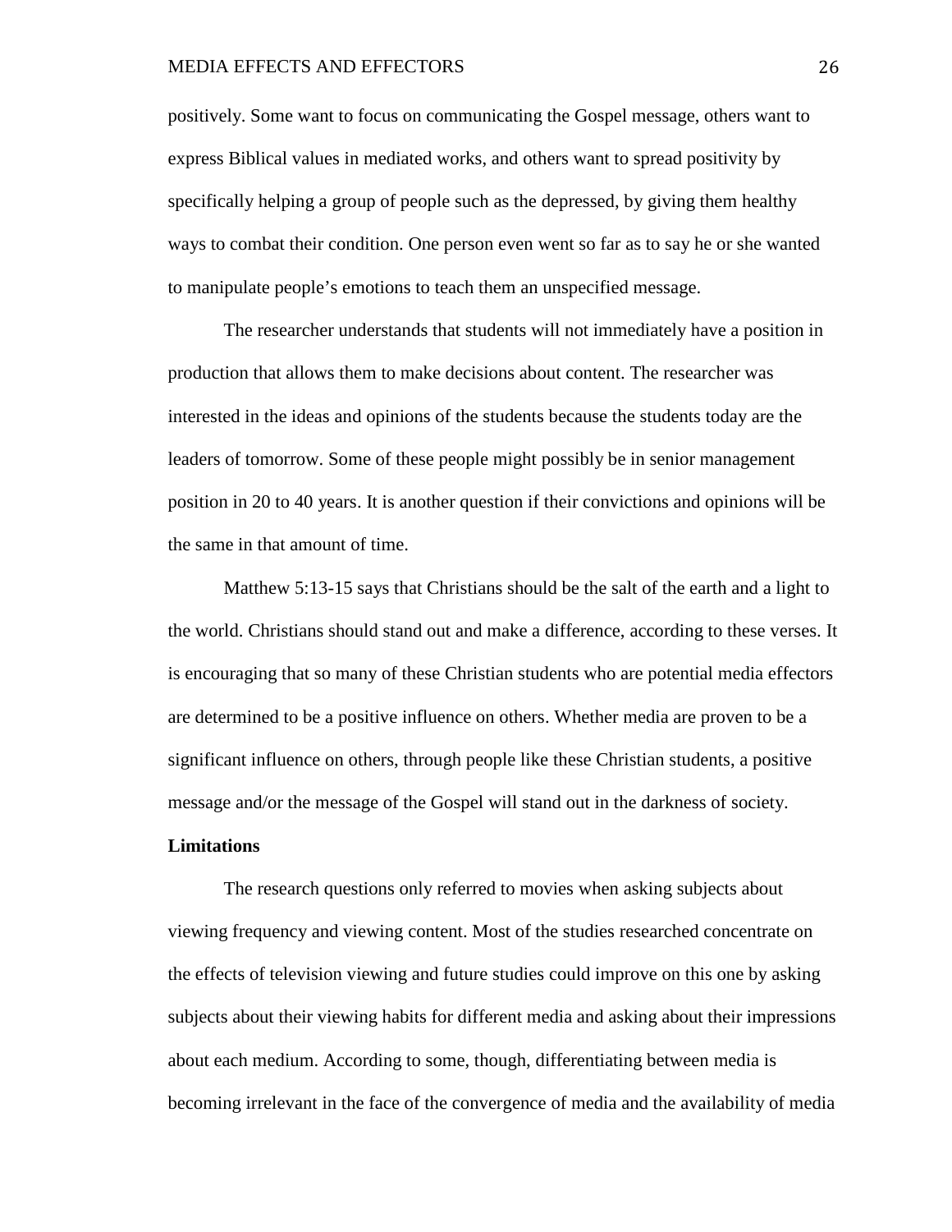positively. Some want to focus on communicating the Gospel message, others want to express Biblical values in mediated works, and others want to spread positivity by specifically helping a group of people such as the depressed, by giving them healthy ways to combat their condition. One person even went so far as to say he or she wanted to manipulate people's emotions to teach them an unspecified message.

The researcher understands that students will not immediately have a position in production that allows them to make decisions about content. The researcher was interested in the ideas and opinions of the students because the students today are the leaders of tomorrow. Some of these people might possibly be in senior management position in 20 to 40 years. It is another question if their convictions and opinions will be the same in that amount of time.

Matthew 5:13-15 says that Christians should be the salt of the earth and a light to the world. Christians should stand out and make a difference, according to these verses. It is encouraging that so many of these Christian students who are potential media effectors are determined to be a positive influence on others. Whether media are proven to be a significant influence on others, through people like these Christian students, a positive message and/or the message of the Gospel will stand out in the darkness of society.

**Limitations**

The research questions only referred to movies when asking subjects about viewing frequency and viewing content. Most of the studies researched concentrate on the effects of television viewing and future studies could improve on this one by asking subjects about their viewing habits for different media and asking about their impressions about each medium. According to some, though, differentiating between media is becoming irrelevant in the face of the convergence of media and the availability of media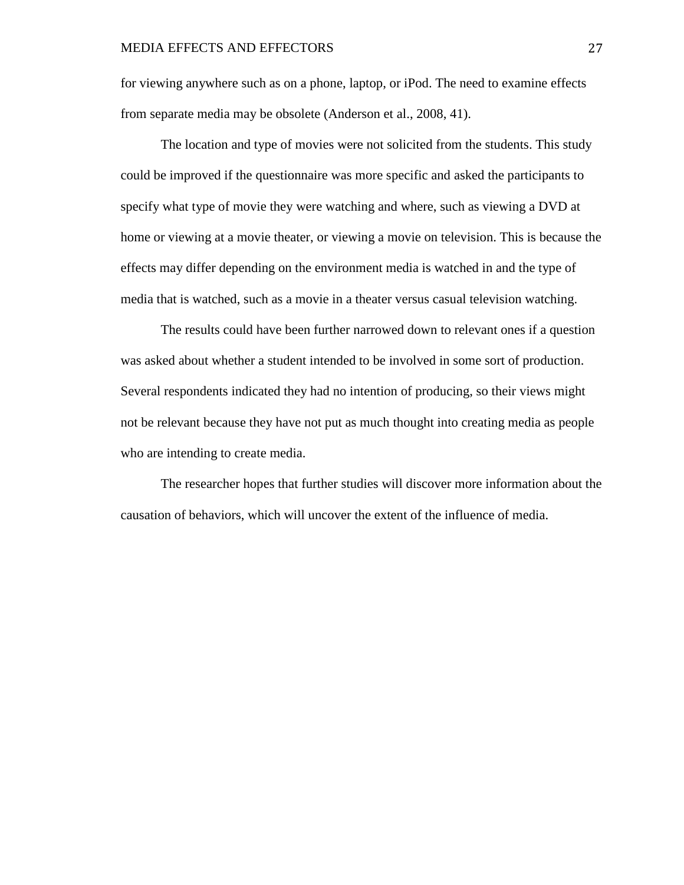for viewing anywhere such as on a phone, laptop, or iPod. The need to examine effects from separate media may be obsolete (Anderson et al., 2008, 41).

The location and type of movies were not solicited from the students. This study could be improved if the questionnaire was more specific and asked the participants to specify what type of movie they were watching and where, such as viewing a DVD at home or viewing at a movie theater, or viewing a movie on television. This is because the effects may differ depending on the environment media is watched in and the type of media that is watched, such as a movie in a theater versus casual television watching.

The results could have been further narrowed down to relevant ones if a question was asked about whether a student intended to be involved in some sort of production. Several respondents indicated they had no intention of producing, so their views might not be relevant because they have not put as much thought into creating media as people who are intending to create media.

The researcher hopes that further studies will discover more information about the causation of behaviors, which will uncover the extent of the influence of media.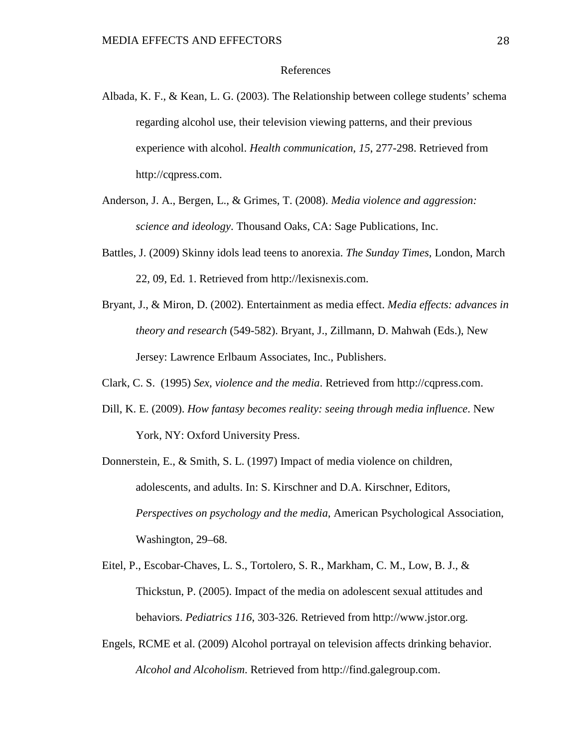# References

Albada, K. F., & Kean, L. G. (2003). The Relationship between college students' schema regarding alcohol use, their television viewing patterns, and their previous experience with alcohol. *Health communication, 15*, 277-298. Retrieved from http://cqpress.com.

Anderson, J. A., Bergen, L., & Grimes, T. (2008). *Media violence and aggression: science and ideology*. Thousand Oaks, CA: Sage Publications, Inc.

Battles, J. (2009) Skinny idols lead teens to anorexia. *The Sunday Times*, London, March 22, 09, Ed. 1. Retrieved from http://lexisnexis.com.

Bryant, J., & Miron, D. (2002). Entertainment as media effect. *Media effects: advances in theory and research* (549-582). Bryant, J., Zillmann, D. Mahwah (Eds.), New Jersey: Lawrence Erlbaum Associates, Inc., Publishers.

Clark, C. S. (1995) *Sex, violence and the media*. Retrieved from http://cqpress.com.

Dill, K. E. (2009). *How fantasy becomes reality: seeing through media influence*. New York, NY: Oxford University Press.

Donnerstein, E., & Smith, S. L. (1997) Impact of media violence on children, adolescents, and adults. In: S. Kirschner and D.A. Kirschner, Editors, *Perspectives on psychology and the media*, American Psychological Association, Washington, 29–68.

Eitel, P., Escobar-Chaves, L. S., Tortolero, S. R., Markham, C. M., Low, B. J., & Thickstun, P. (2005). Impact of the media on adolescent sexual attitudes and behaviors. *Pediatrics 116*, 303-326. Retrieved from http://www.jstor.org.

Engels, RCME et al. (2009) Alcohol portrayal on television affects drinking behavior. *Alcohol and Alcoholism*. Retrieved from http://find.galegroup.com.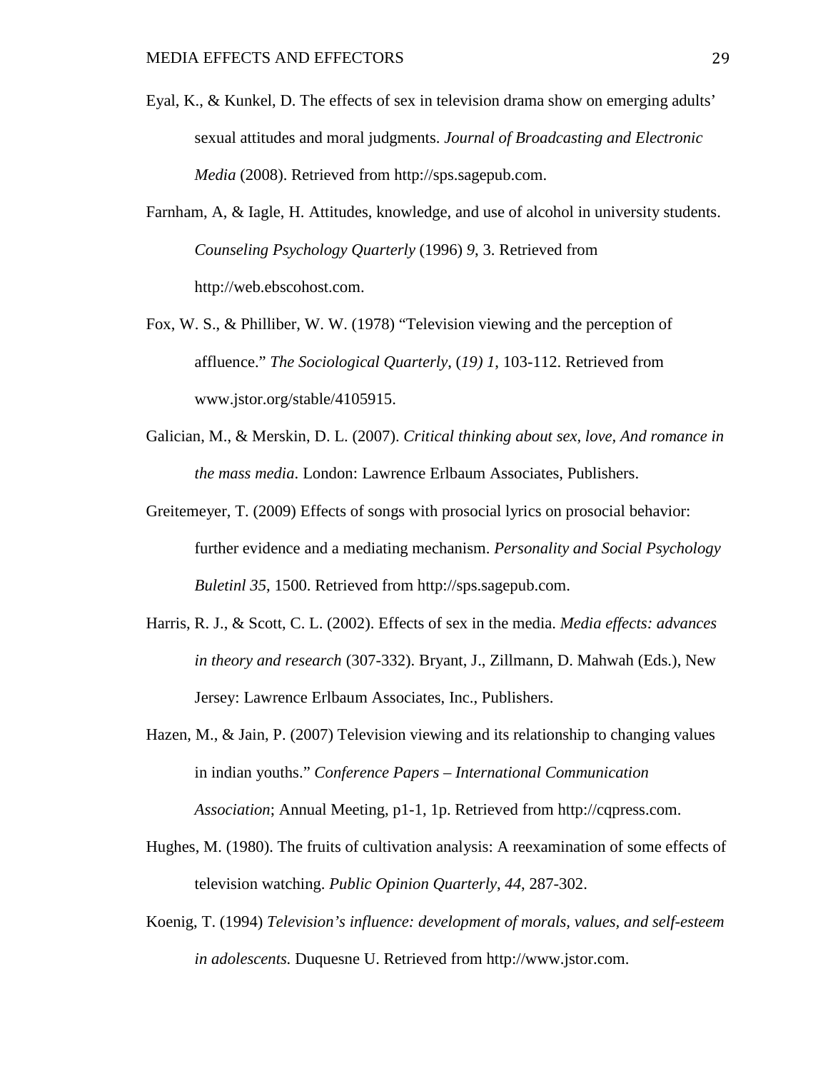Eyal, K., & Kunkel, D. The effects of sex in television drama show on emerging adults' sexual attitudes and moral judgments. *Journal of Broadcasting and Electronic Media* (2008). Retrieved from http://sps.sagepub.com.

Farnham, A, & Iagle, H. Attitudes, knowledge, and use of alcohol in university students. *Counseling Psychology Quarterly* (1996) *9*, 3. Retrieved from http://web.ebscohost.com.

Fox, W. S., & Philliber, W. W. (1978) "Television viewing and the perception of affluence." *The Sociological Quarterly*, (*19) 1*, 103-112. Retrieved from www.jstor.org/stable/4105915.

Galician, M., & Merskin, D. L. (2007). *Critical thinking about sex, love, And romance in the mass media*. London: Lawrence Erlbaum Associates, Publishers.

Greitemeyer, T. (2009) Effects of songs with prosocial lyrics on prosocial behavior: further evidence and a mediating mechanism. *Personality and Social Psychology Buletinl 35*, 1500. Retrieved from http://sps.sagepub.com.

Harris, R. J., & Scott, C. L. (2002). Effects of sex in the media. *Media effects: advances in theory and research* (307-332). Bryant, J., Zillmann, D. Mahwah (Eds.), New Jersey: Lawrence Erlbaum Associates, Inc., Publishers.

Hazen, M., & Jain, P. (2007) Television viewing and its relationship to changing values in indian youths." *Conference Papers – International Communication Association*; Annual Meeting, p1-1, 1p. Retrieved from http://cqpress.com.

Hughes, M. (1980). The fruits of cultivation analysis: A reexamination of some effects of television watching. *Public Opinion Quarterly*, *44*, 287-302.

Koenig, T. (1994) *Television's influence: development of morals, values, and self-esteem in adolescents.* Duquesne U. Retrieved from http://www.jstor.com.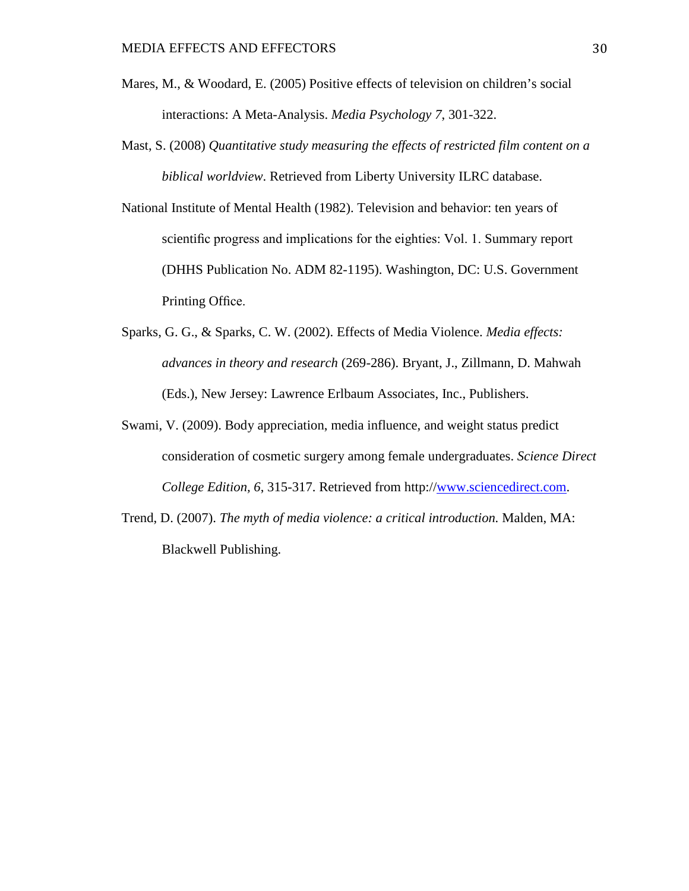Mares, M., & Woodard, E. (2005) Positive effects of television on children's social interactions: A Meta-Analysis. *Media Psychology 7*, 301-322.

Mast, S. (2008) *Quantitative study measuring the effects of restricted film content on a biblical worldview*. Retrieved from Liberty University ILRC database.

National Institute of Mental Health (1982). Television and behavior: ten years of scientific progress and implications for the eighties: Vol. 1. Summary report (DHHS Publication No. ADM 82-1195). Washington, DC: U.S. Government Printing Office.

Sparks, G. G., & Sparks, C. W. (2002). Effects of Media Violence. *Media effects: advances in theory and research* (269-286). Bryant, J., Zillmann, D. Mahwah (Eds.), New Jersey: Lawrence Erlbaum Associates, Inc., Publishers.

Swami, V. (2009). Body appreciation, media influence, and weight status predict consideration of cosmetic surgery among female undergraduates. *Science Direct College Edition, 6*, 315-317. Retrieved from http://www.sciencedirect.com.

Trend, D. (2007). *The myth of media violence: a critical introduction.* Malden, MA: Blackwell Publishing.